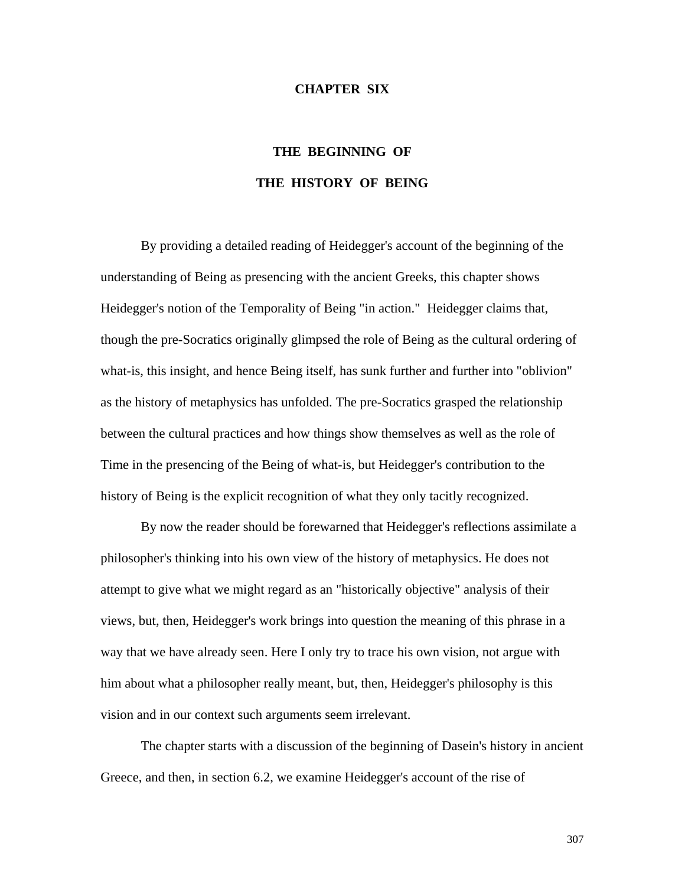# CHAPTER SIX

## THE BEGINNING OF THE HISTORY OF BEING

By providing a detailed reading of Heidegger's account of the beginning of the understanding of Being as presencing with the ancient Greeks, this chapter shows Heidegger's notion of the Temporality of Being "in action." Heidegger claims that, though the pre-Socratics originally glimpsed the role of Being as the cultural ordering of what-is, this insight, and hence Being itself, has sunk further and further into "oblivion" as the history of metaphysics has unfolded. The pre-Socratics grasped the relationship between the cultural practices and how things show themselves as well as the role of Time in the presencing of the Being of what-is, but Heidegger's contribution to the history of Being is the explicit recognition of what they only tacitly recognized.

By now the reader should be forewarned that Heidegger's reflections assimilate a philosopher's thinking into his own view of the history of metaphysics. He does not attempt to give what we might regard as an "historically objective" analysis of their views, but, then, Heidegger's work brings into question the meaning of this phrase in a way that we have already seen. Here I only try to trace his own vision, not argue with him about what a philosopher really meant, but, then, Heidegger's philosophy is this vision and in our context such arguments seem irrelevant.

The chapter starts with a discussion of the beginning of Dasein's history in ancient Greece, and then, in section 6.2, we examine Heidegger's account of the rise of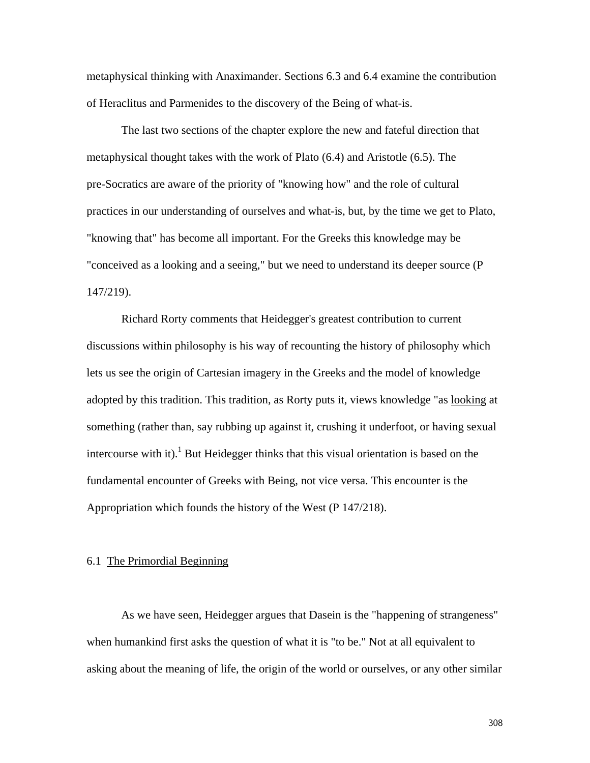metaphysical thinking with Anaximander. Sections 6.3 and 6.4 examine the contribution of Heraclitus and Parmenides to the discovery of the Being of what-is.

The last two sections of the chapter explore the new and fateful direction that metaphysical thought takes with the work of Plato (6.4) and Aristotle (6.5). The pre-Socratics are aware of the priority of "knowing how" and the role of cultural practices in our understanding of ourselves and what-is, but, by the time we get to Plato, "knowing that" has become all important. For the Greeks this knowledge may be "conceived as a looking and a seeing," but we need to understand its deeper source (P 147/219).

Richard Rorty comments that Heidegger's greatest contribution to current discussions within philosophy is his way of recounting the history of philosophy which lets us see the origin of Cartesian imagery in the Greeks and the model of knowledge adopted by this tradition. This tradition, as Rorty puts it, views knowledge "as looking at something (rather than, say rubbing up against it, crushing it underfoot, or having sexual intercourse with it).[1] But Heidegger thinks that this visual orientation is based on the fundamental encounter of Greeks with Being, not vice versa. This encounter is the Appropriation which founds the history of the West (P 147/218).

## 6.1 The Primordial Beginning

As we have seen, Heidegger argues that Dasein is the "happening of strangeness" when humankind first asks the question of what it is "to be." Not at all equivalent to asking about the meaning of life, the origin of the world or ourselves, or any other similar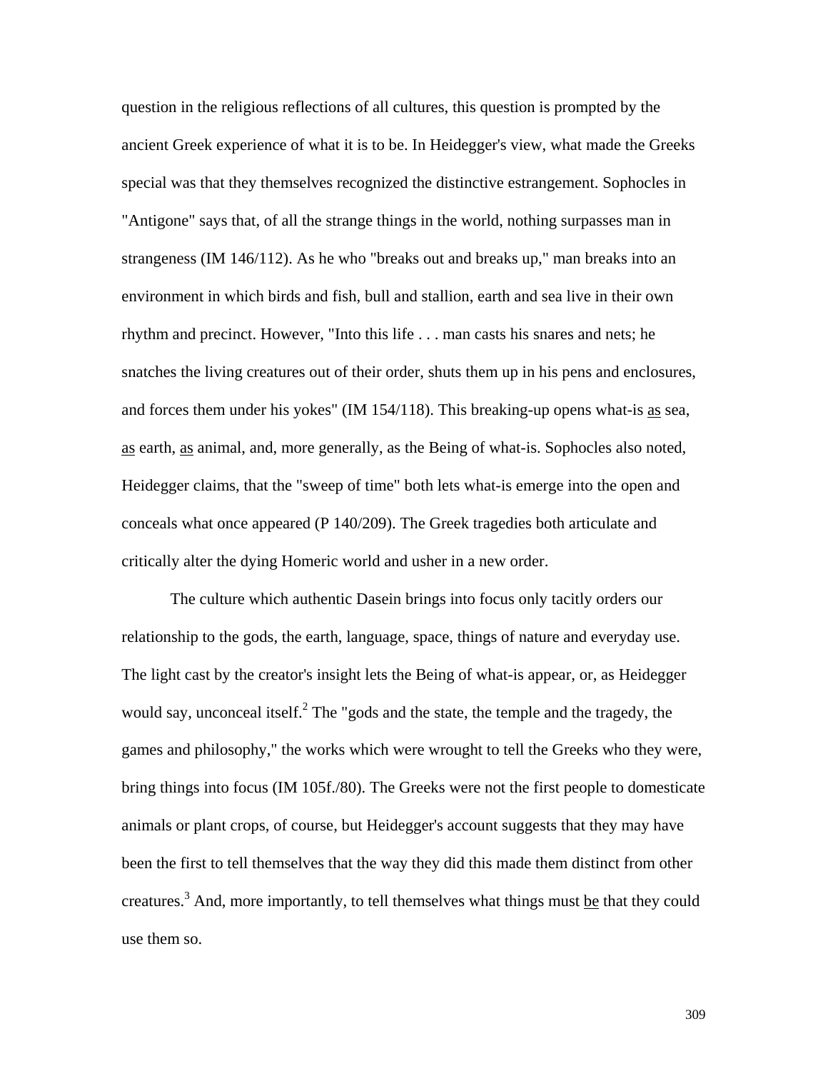question in the religious reflections of all cultures, this question is prompted by the ancient Greek experience of what it is to be. In Heidegger's view, what made the Greeks special was that they themselves recognized the distinctive estrangement. Sophocles in "Antigone" says that, of all the strange things in the world, nothing surpasses man in strangeness (IM 146/112). As he who "breaks out and breaks up," man breaks into an environment in which birds and fish, bull and stallion, earth and sea live in their own rhythm and precinct. However, "Into this life . . . man casts his snares and nets; he snatches the living creatures out of their order, shuts them up in his pens and enclosures, and forces them under his yokes" (IM 154/118). This breaking-up opens what-is <u>as</u> sea, <u>as</u> earth, <u>as</u> animal, and, more generally, as the Being of what-is. Sophocles also noted, Heidegger claims, that the "sweep of time" both lets what-is emerge into the open and conceals what once appeared (P 140/209). The Greek tragedies both articulate and critically alter the dying Homeric world and usher in a new order.

The culture which authentic Dasein brings into focus only tacitly orders our relationship to the gods, the earth, language, space, things of nature and everyday use. The light cast by the creator's insight lets the Being of what-is appear, or, as Heidegger would say, unconceal itself.[2] The "gods and the state, the temple and the tragedy, the games and philosophy," the works which were wrought to tell the Greeks who they were, bring things into focus (IM 105f./80). The Greeks were not the first people to domesticate animals or plant crops, of course, but Heidegger's account suggests that they may have been the first to tell themselves that the way they did this made them distinct from other creatures.[3] And, more importantly, to tell themselves what things must <u>be</u> that they could use them so.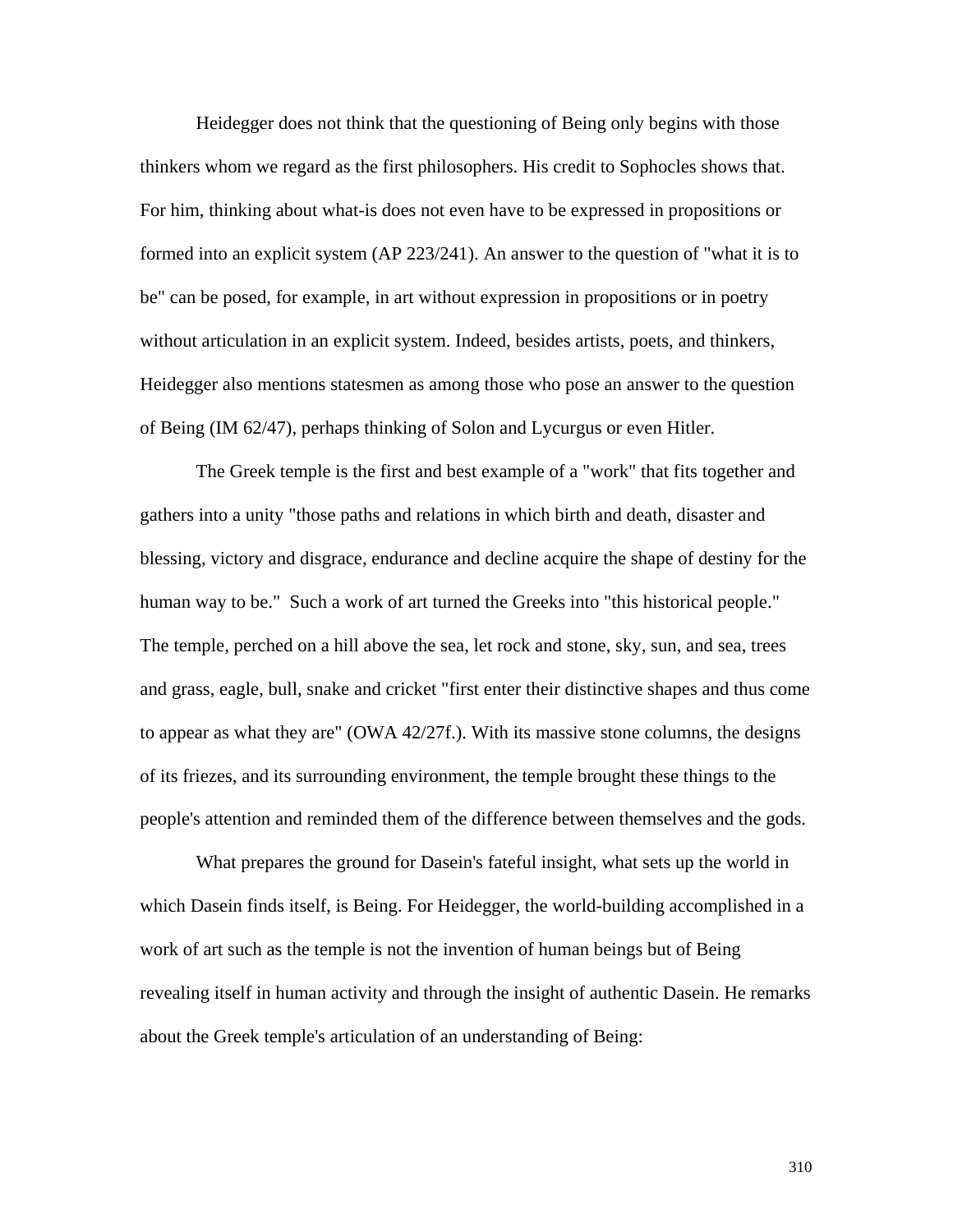Heidegger does not think that the questioning of Being only begins with those thinkers whom we regard as the first philosophers. His credit to Sophocles shows that. For him, thinking about what-is does not even have to be expressed in propositions or formed into an explicit system (AP 223/241). An answer to the question of "what it is to be" can be posed, for example, in art without expression in propositions or in poetry without articulation in an explicit system. Indeed, besides artists, poets, and thinkers, Heidegger also mentions statesmen as among those who pose an answer to the question of Being (IM 62/47), perhaps thinking of Solon and Lycurgus or even Hitler.

The Greek temple is the first and best example of a "work" that fits together and gathers into a unity "those paths and relations in which birth and death, disaster and blessing, victory and disgrace, endurance and decline acquire the shape of destiny for the human way to be." Such a work of art turned the Greeks into "this historical people." The temple, perched on a hill above the sea, let rock and stone, sky, sun, and sea, trees and grass, eagle, bull, snake and cricket "first enter their distinctive shapes and thus come to appear as what they are" (OWA 42/27f.). With its massive stone columns, the designs of its friezes, and its surrounding environment, the temple brought these things to the people's attention and reminded them of the difference between themselves and the gods.

What prepares the ground for Dasein's fateful insight, what sets up the world in which Dasein finds itself, is Being. For Heidegger, the world-building accomplished in a work of art such as the temple is not the invention of human beings but of Being revealing itself in human activity and through the insight of authentic Dasein. He remarks about the Greek temple's articulation of an understanding of Being: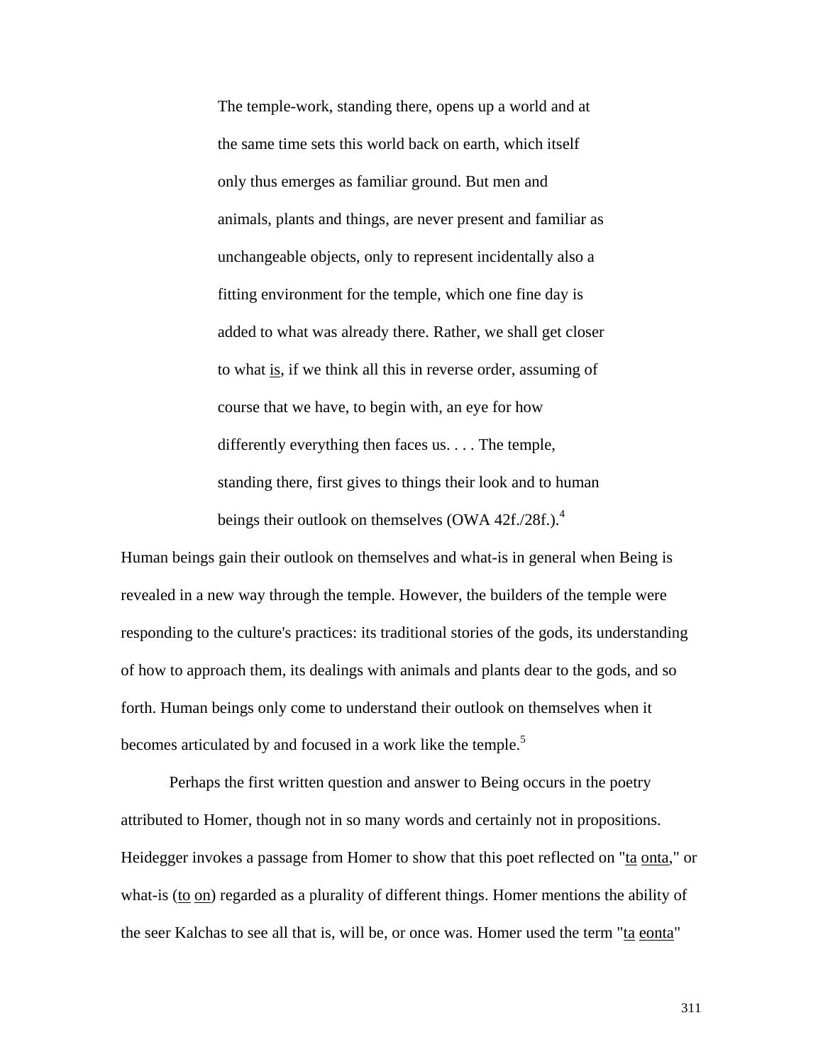> The temple-work, standing there, opens up a world and at the same time sets this world back on earth, which itself only thus emerges as familiar ground. But men and animals, plants and things, are never present and familiar as unchangeable objects, only to represent incidentally also a fitting environment for the temple, which one fine day is added to what was already there. Rather, we shall get closer to what is, if we think all this in reverse order, assuming of course that we have, to begin with, an eye for how differently everything then faces us. . . . The temple, standing there, first gives to things their look and to human beings their outlook on themselves (OWA 42f./28f.).[4]

Human beings gain their outlook on themselves and what-is in general when Being is revealed in a new way through the temple. However, the builders of the temple were responding to the culture's practices: its traditional stories of the gods, its understanding of how to approach them, its dealings with animals and plants dear to the gods, and so forth. Human beings only come to understand their outlook on themselves when it becomes articulated by and focused in a work like the temple.[5]

Perhaps the first written question and answer to Being occurs in the poetry attributed to Homer, though not in so many words and certainly not in propositions. Heidegger invokes a passage from Homer to show that this poet reflected on "ta onta," or what-is (to on) regarded as a plurality of different things. Homer mentions the ability of the seer Kalchas to see all that is, will be, or once was. Homer used the term "ta eonta"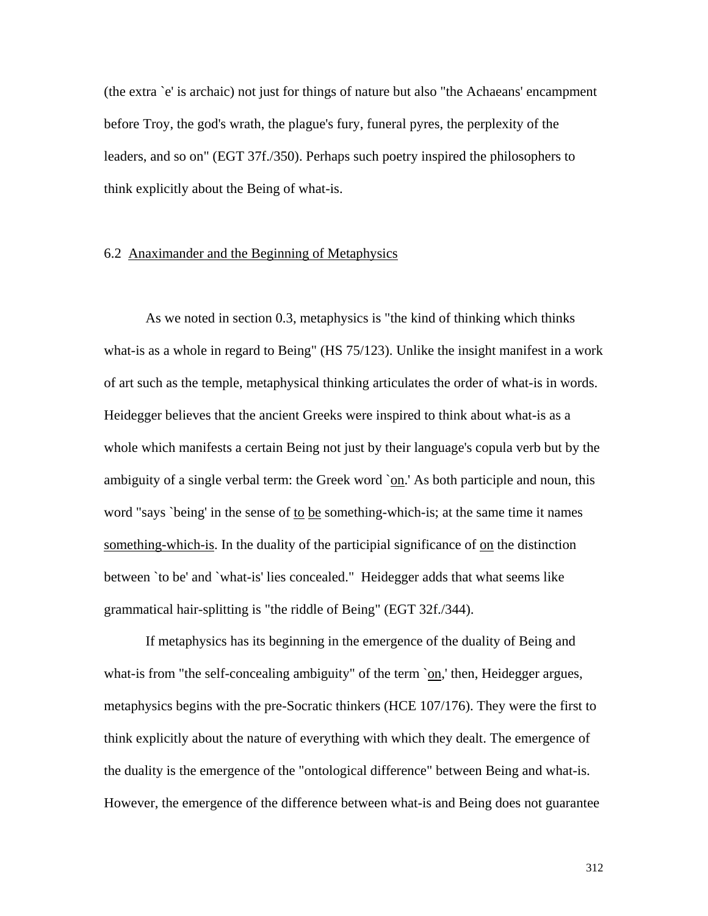(the extra `e' is archaic) not just for things of nature but also "the Achaeans' encampment before Troy, the god's wrath, the plague's fury, funeral pyres, the perplexity of the leaders, and so on" (EGT 37f./350). Perhaps such poetry inspired the philosophers to think explicitly about the Being of what-is.

## 6.2 Anaximander and the Beginning of Metaphysics

As we noted in section 0.3, metaphysics is "the kind of thinking which thinks what-is as a whole in regard to Being" (HS 75/123). Unlike the insight manifest in a work of art such as the temple, metaphysical thinking articulates the order of what-is in words. Heidegger believes that the ancient Greeks were inspired to think about what-is as a whole which manifests a certain Being not just by their language's copula verb but by the ambiguity of a single verbal term: the Greek word `*on*.' As both participle and noun, this word "says `being' in the sense of *to be* something-which-is; at the same time it names *something-which-is*. In the duality of the participial significance of *on* the distinction between `to be' and `what-is' lies concealed." Heidegger adds that what seems like grammatical hair-splitting is "the riddle of Being" (EGT 32f./344).

If metaphysics has its beginning in the emergence of the duality of Being and what-is from "the self-concealing ambiguity" of the term `*on*,' then, Heidegger argues, metaphysics begins with the pre-Socratic thinkers (HCE 107/176). They were the first to think explicitly about the nature of everything with which they dealt. The emergence of the duality is the emergence of the "ontological difference" between Being and what-is. However, the emergence of the difference between what-is and Being does not guarantee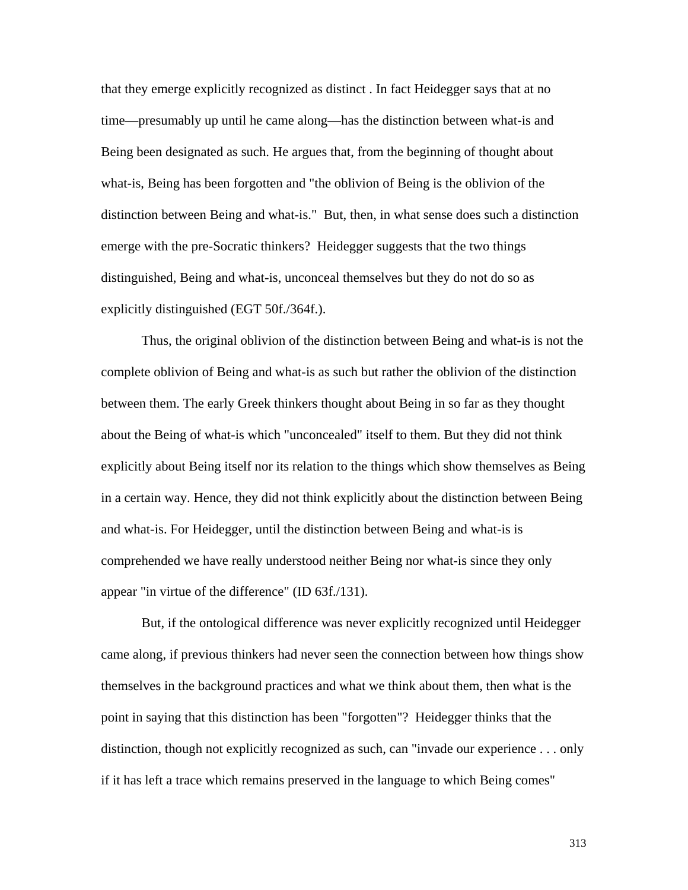that they emerge explicitly recognized as distinct . In fact Heidegger says that at no time—presumably up until he came along—has the distinction between what-is and Being been designated as such. He argues that, from the beginning of thought about what-is, Being has been forgotten and "the oblivion of Being is the oblivion of the distinction between Being and what-is." But, then, in what sense does such a distinction emerge with the pre-Socratic thinkers? Heidegger suggests that the two things distinguished, Being and what-is, unconceal themselves but they do not do so as explicitly distinguished (EGT 50f./364f.).

Thus, the original oblivion of the distinction between Being and what-is is not the complete oblivion of Being and what-is as such but rather the oblivion of the distinction between them. The early Greek thinkers thought about Being in so far as they thought about the Being of what-is which "unconcealed" itself to them. But they did not think explicitly about Being itself nor its relation to the things which show themselves as Being in a certain way. Hence, they did not think explicitly about the distinction between Being and what-is. For Heidegger, until the distinction between Being and what-is is comprehended we have really understood neither Being nor what-is since they only appear "in virtue of the difference" (ID 63f./131).

But, if the ontological difference was never explicitly recognized until Heidegger came along, if previous thinkers had never seen the connection between how things show themselves in the background practices and what we think about them, then what is the point in saying that this distinction has been "forgotten"? Heidegger thinks that the distinction, though not explicitly recognized as such, can "invade our experience . . . only if it has left a trace which remains preserved in the language to which Being comes"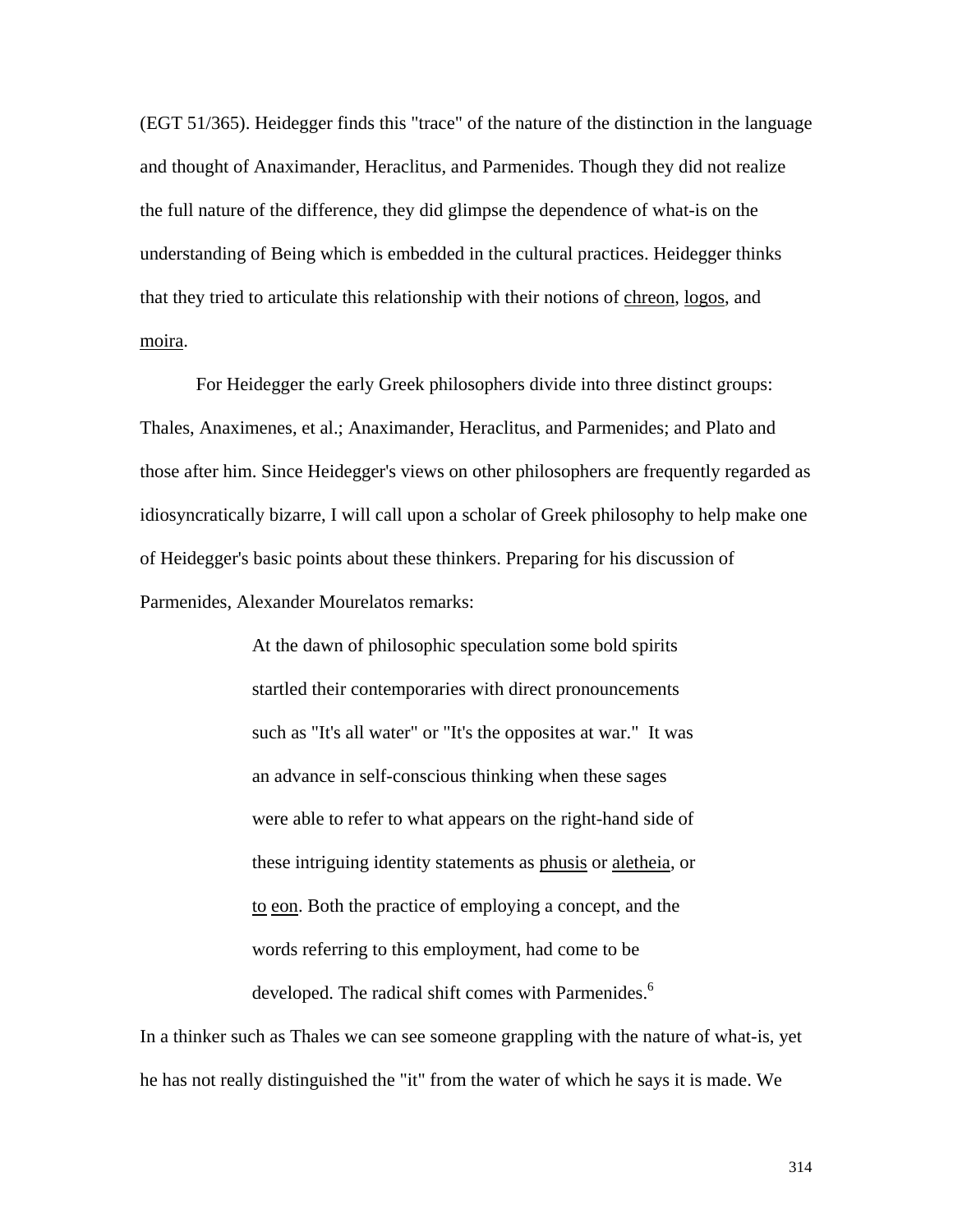(EGT 51/365). Heidegger finds this "trace" of the nature of the distinction in the language and thought of Anaximander, Heraclitus, and Parmenides. Though they did not realize the full nature of the difference, they did glimpse the dependence of what-is on the understanding of Being which is embedded in the cultural practices. Heidegger thinks that they tried to articulate this relationship with their notions of _chreon_, _logos_, and _moira_.

For Heidegger the early Greek philosophers divide into three distinct groups: Thales, Anaximenes, et al.; Anaximander, Heraclitus, and Parmenides; and Plato and those after him. Since Heidegger's views on other philosophers are frequently regarded as idiosyncratically bizarre, I will call upon a scholar of Greek philosophy to help make one of Heidegger's basic points about these thinkers. Preparing for his discussion of Parmenides, Alexander Mourelatos remarks:

> At the dawn of philosophic speculation some bold spirits startled their contemporaries with direct pronouncements such as "It's all water" or "It's the opposites at war." It was an advance in self-conscious thinking when these sages were able to refer to what appears on the right-hand side of these intriguing identity statements as _phusis_ or _aletheia_, or _to eon_. Both the practice of employing a concept, and the words referring to this employment, had come to be developed. The radical shift comes with Parmenides.[6]

In a thinker such as Thales we can see someone grappling with the nature of what-is, yet he has not really distinguished the "it" from the water of which he says it is made. We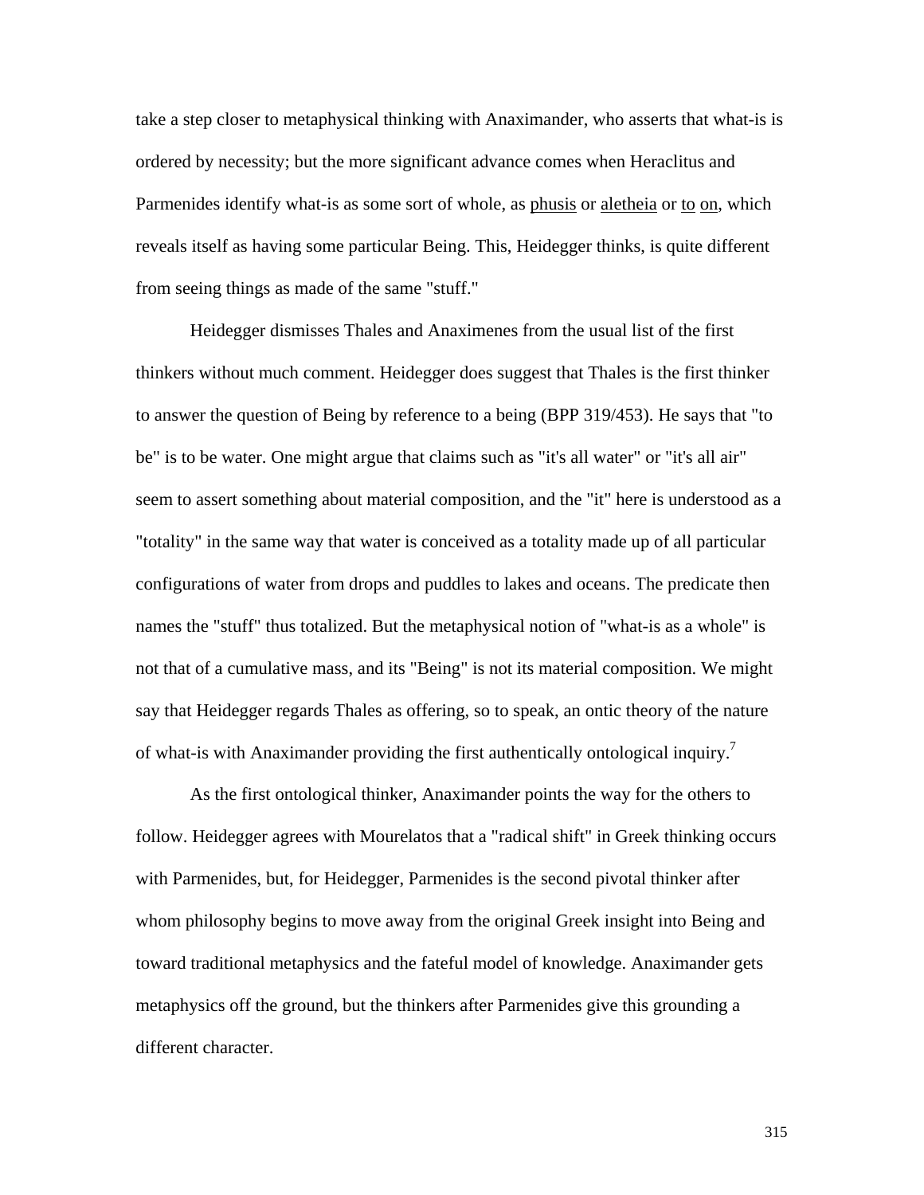take a step closer to metaphysical thinking with Anaximander, who asserts that what-is is ordered by necessity; but the more significant advance comes when Heraclitus and Parmenides identify what-is as some sort of whole, as _phusis_ or _aletheia_ or _to on_, which reveals itself as having some particular Being. This, Heidegger thinks, is quite different from seeing things as made of the same "stuff."

Heidegger dismisses Thales and Anaximenes from the usual list of the first thinkers without much comment. Heidegger does suggest that Thales is the first thinker to answer the question of Being by reference to a being (BPP 319/453). He says that "to be" is to be water. One might argue that claims such as "it's all water" or "it's all air" seem to assert something about material composition, and the "it" here is understood as a "totality" in the same way that water is conceived as a totality made up of all particular configurations of water from drops and puddles to lakes and oceans. The predicate then names the "stuff" thus totalized. But the metaphysical notion of "what-is as a whole" is not that of a cumulative mass, and its "Being" is not its material composition. We might say that Heidegger regards Thales as offering, so to speak, an ontic theory of the nature of what-is with Anaximander providing the first authentically ontological inquiry.[7]

As the first ontological thinker, Anaximander points the way for the others to follow. Heidegger agrees with Mourelatos that a "radical shift" in Greek thinking occurs with Parmenides, but, for Heidegger, Parmenides is the second pivotal thinker after whom philosophy begins to move away from the original Greek insight into Being and toward traditional metaphysics and the fateful model of knowledge. Anaximander gets metaphysics off the ground, but the thinkers after Parmenides give this grounding a different character.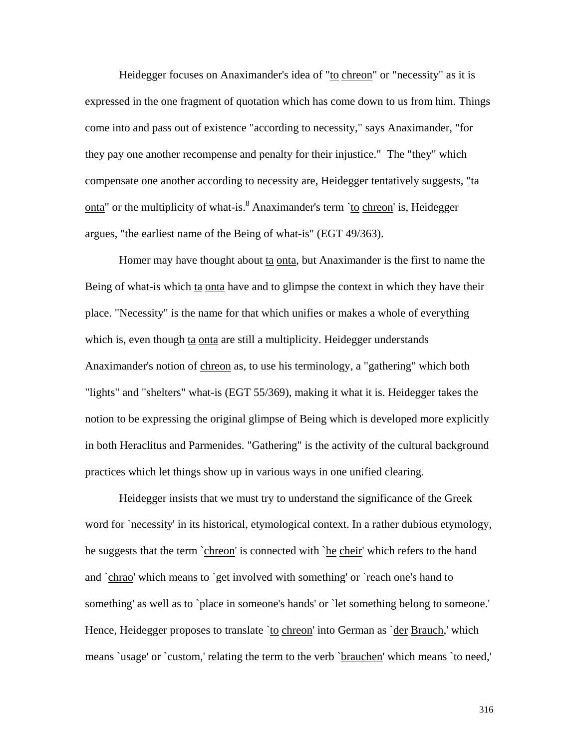Heidegger focuses on Anaximander's idea of "to chreon" or "necessity" as it is expressed in the one fragment of quotation which has come down to us from him. Things come into and pass out of existence "according to necessity," says Anaximander, "for they pay one another recompense and penalty for their injustice." The "they" which compensate one another according to necessity are, Heidegger tentatively suggests, "ta onta" or the multiplicity of what-is.[8] Anaximander's term `to chreon' is, Heidegger argues, "the earliest name of the Being of what-is" (EGT 49/363).

Homer may have thought about ta onta, but Anaximander is the first to name the Being of what-is which ta onta have and to glimpse the context in which they have their place. "Necessity" is the name for that which unifies or makes a whole of everything which is, even though ta onta are still a multiplicity. Heidegger understands Anaximander's notion of chreon as, to use his terminology, a "gathering" which both "lights" and "shelters" what-is (EGT 55/369), making it what it is. Heidegger takes the notion to be expressing the original glimpse of Being which is developed more explicitly in both Heraclitus and Parmenides. "Gathering" is the activity of the cultural background practices which let things show up in various ways in one unified clearing.

Heidegger insists that we must try to understand the significance of the Greek word for `necessity' in its historical, etymological context. In a rather dubious etymology, he suggests that the term `chreon' is connected with `he cheir' which refers to the hand and `chrao' which means to `get involved with something' or `reach one's hand to something' as well as to `place in someone's hands' or `let something belong to someone.' Hence, Heidegger proposes to translate `to chreon' into German as `der Brauch,' which means `usage' or `custom,' relating the term to the verb `brauchen' which means `to need,'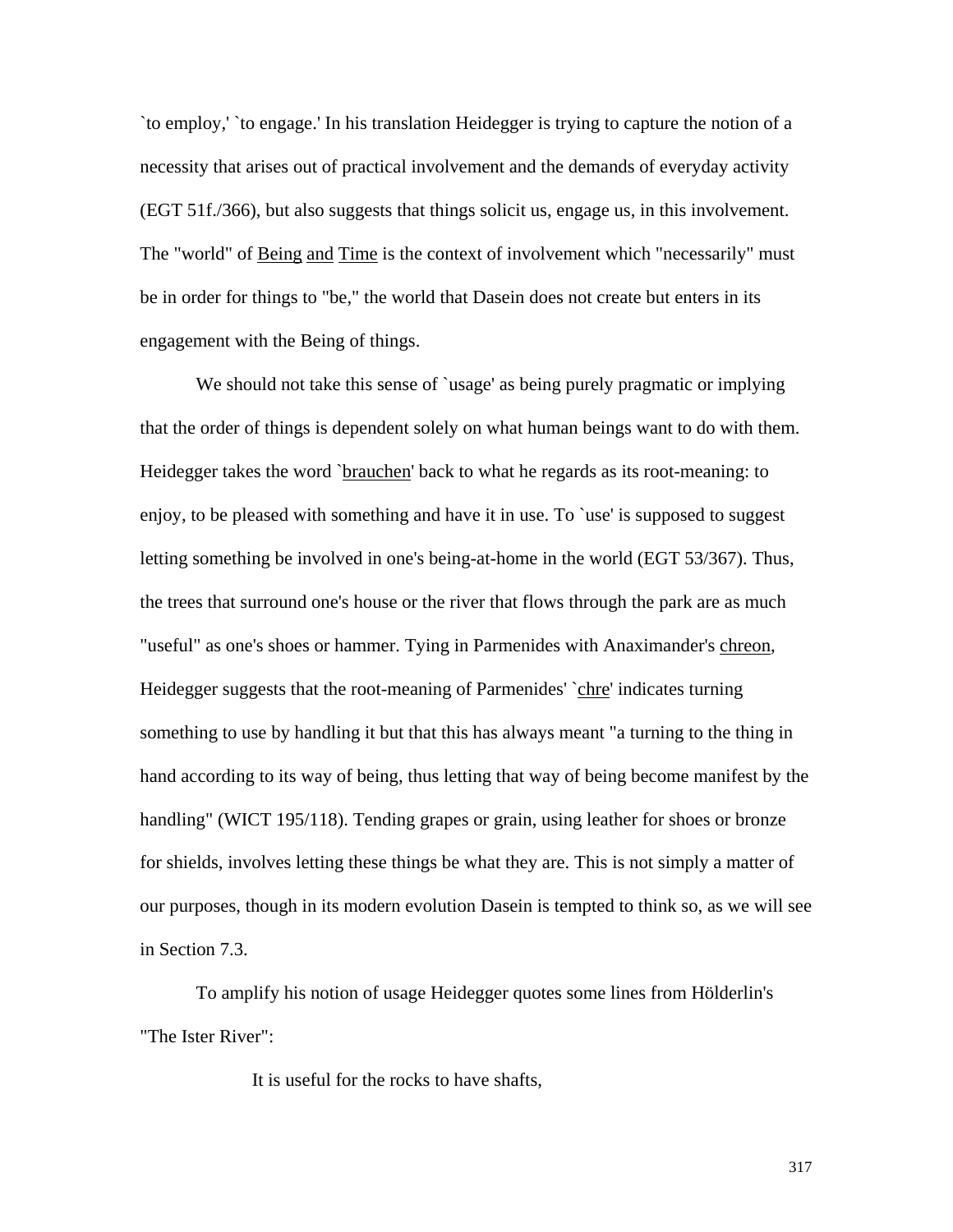`to employ,' `to engage.' In his translation Heidegger is trying to capture the notion of a necessity that arises out of practical involvement and the demands of everyday activity (EGT 51f./366), but also suggests that things solicit us, engage us, in this involvement. The "world" of <u>Being</u> <u>and</u> <u>Time</u> is the context of involvement which "necessarily" must be in order for things to "be," the world that Dasein does not create but enters in its engagement with the Being of things.

We should not take this sense of `usage' as being purely pragmatic or implying that the order of things is dependent solely on what human beings want to do with them. Heidegger takes the word `<u>brauchen</u>' back to what he regards as its root-meaning: to enjoy, to be pleased with something and have it in use. To `use' is supposed to suggest letting something be involved in one's being-at-home in the world (EGT 53/367). Thus, the trees that surround one's house or the river that flows through the park are as much "useful" as one's shoes or hammer. Tying in Parmenides with Anaximander's <u>chreon</u>, Heidegger suggests that the root-meaning of Parmenides' `<u>chre</u>' indicates turning something to use by handling it but that this has always meant "a turning to the thing in hand according to its way of being, thus letting that way of being become manifest by the handling" (WICT 195/118). Tending grapes or grain, using leather for shoes or bronze for shields, involves letting these things be what they are. This is not simply a matter of our purposes, though in its modern evolution Dasein is tempted to think so, as we will see in Section 7.3.

To amplify his notion of usage Heidegger quotes some lines from Hölderlin's "The Ister River":

> It is useful for the rocks to have shafts,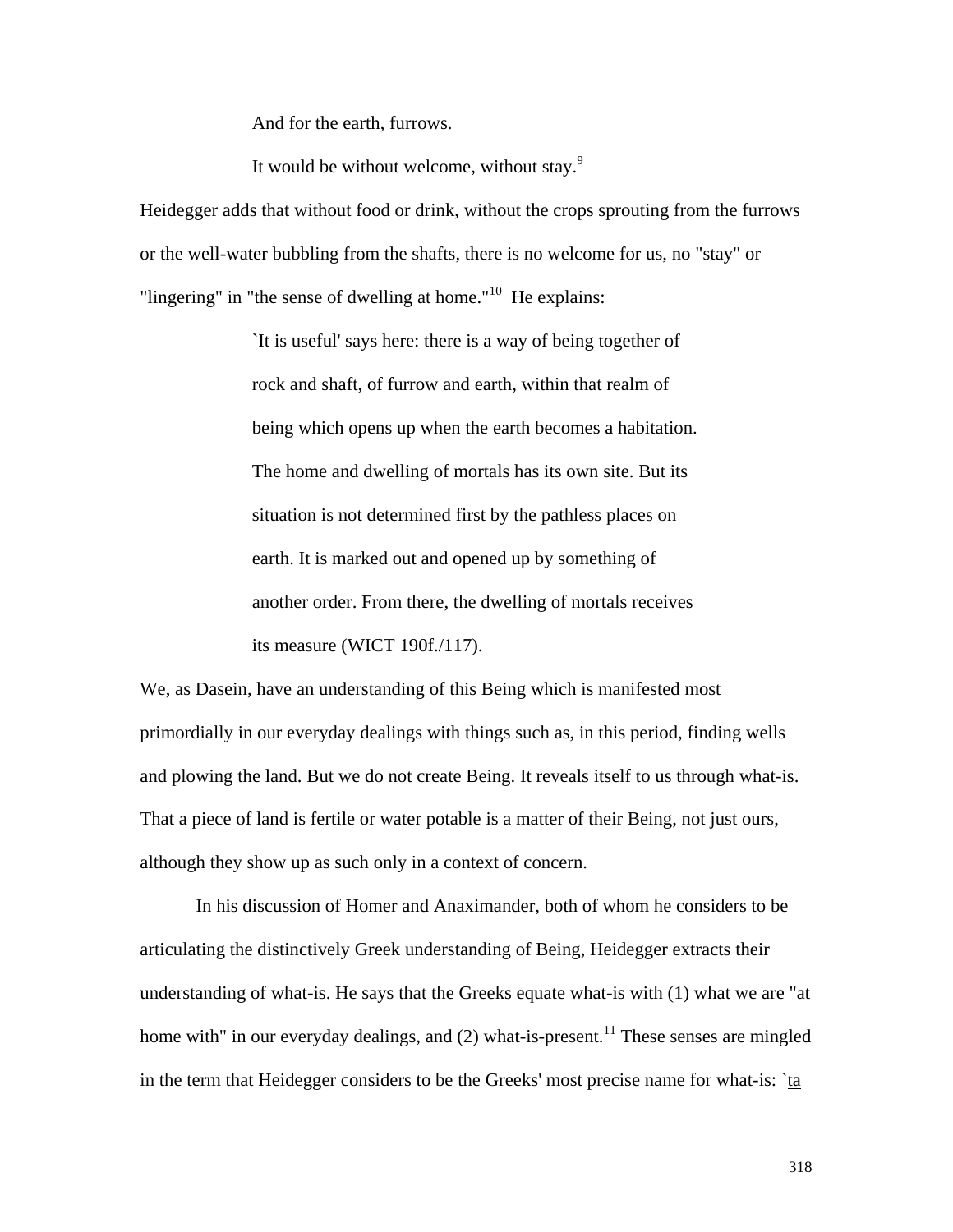> And for the earth, furrows.
>
> It would be without welcome, without stay.[9]

Heidegger adds that without food or drink, without the crops sprouting from the furrows or the well-water bubbling from the shafts, there is no welcome for us, no "stay" or "lingering" in "the sense of dwelling at home."[10] He explains:

> `It is useful' says here: there is a way of being together of rock and shaft, of furrow and earth, within that realm of being which opens up when the earth becomes a habitation. The home and dwelling of mortals has its own site. But its situation is not determined first by the pathless places on earth. It is marked out and opened up by something of another order. From there, the dwelling of mortals receives its measure (WICT 190f./117).

We, as Dasein, have an understanding of this Being which is manifested most primordially in our everyday dealings with things such as, in this period, finding wells and plowing the land. But we do not create Being. It reveals itself to us through what-is. That a piece of land is fertile or water potable is a matter of their Being, not just ours, although they show up as such only in a context of concern.

In his discussion of Homer and Anaximander, both of whom he considers to be articulating the distinctively Greek understanding of Being, Heidegger extracts their understanding of what-is. He says that the Greeks equate what-is with (1) what we are "at home with" in our everyday dealings, and (2) what-is-present.[11] These senses are mingled in the term that Heidegger considers to be the Greeks' most precise name for what-is: `ta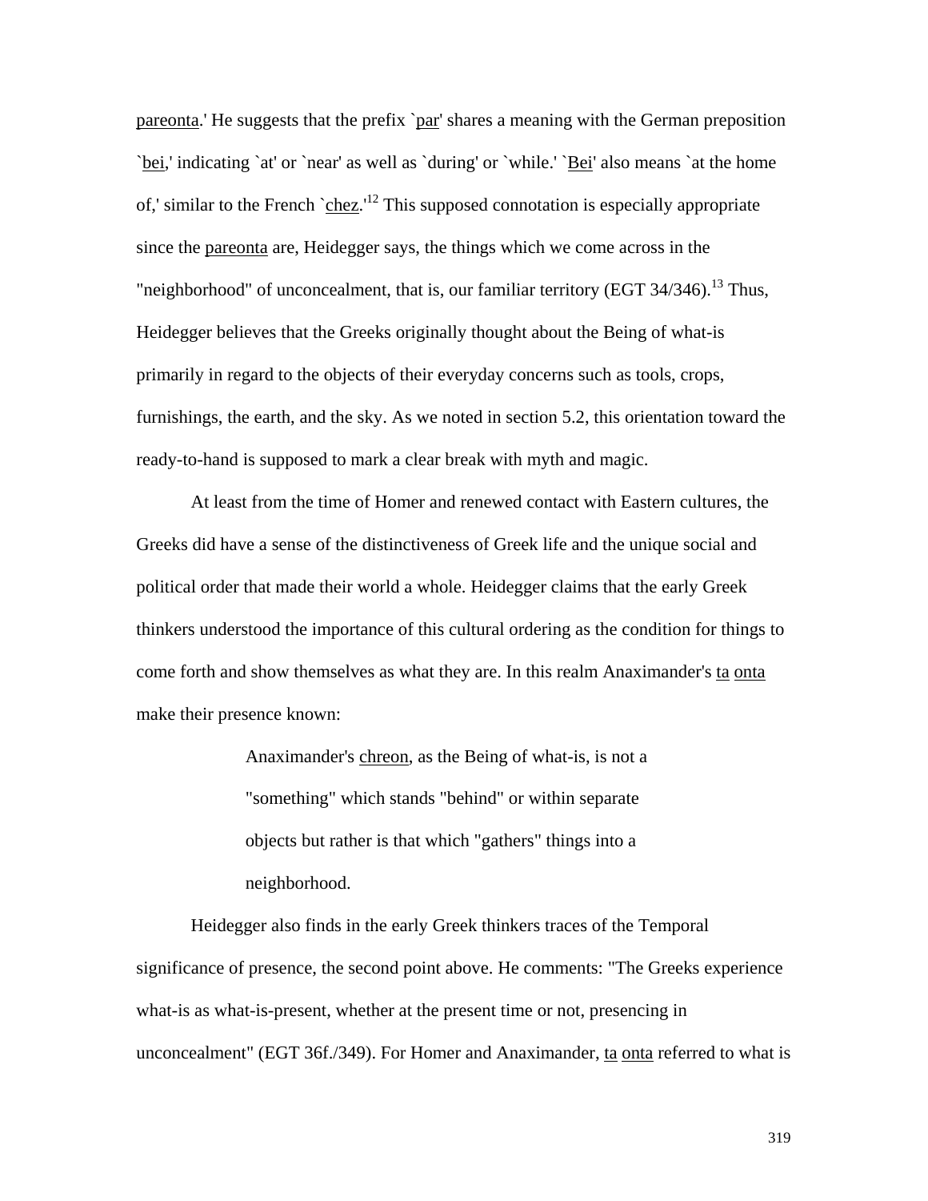pareonta.' He suggests that the prefix `par' shares a meaning with the German preposition `bei,' indicating `at' or `near' as well as `during' or `while.' `Bei' also means `at the home of,' similar to the French `chez.'[12] This supposed connotation is especially appropriate since the pareonta are, Heidegger says, the things which we come across in the "neighborhood" of unconcealment, that is, our familiar territory (EGT 34/346).[13] Thus, Heidegger believes that the Greeks originally thought about the Being of what-is primarily in regard to the objects of their everyday concerns such as tools, crops, furnishings, the earth, and the sky. As we noted in section 5.2, this orientation toward the ready-to-hand is supposed to mark a clear break with myth and magic.

At least from the time of Homer and renewed contact with Eastern cultures, the Greeks did have a sense of the distinctiveness of Greek life and the unique social and political order that made their world a whole. Heidegger claims that the early Greek thinkers understood the importance of this cultural ordering as the condition for things to come forth and show themselves as what they are. In this realm Anaximander's ta onta make their presence known:

> Anaximander's chreon, as the Being of what-is, is not a "something" which stands "behind" or within separate objects but rather is that which "gathers" things into a neighborhood.

Heidegger also finds in the early Greek thinkers traces of the Temporal significance of presence, the second point above. He comments: "The Greeks experience what-is as what-is-present, whether at the present time or not, presencing in unconcealment" (EGT 36f./349). For Homer and Anaximander, ta onta referred to what is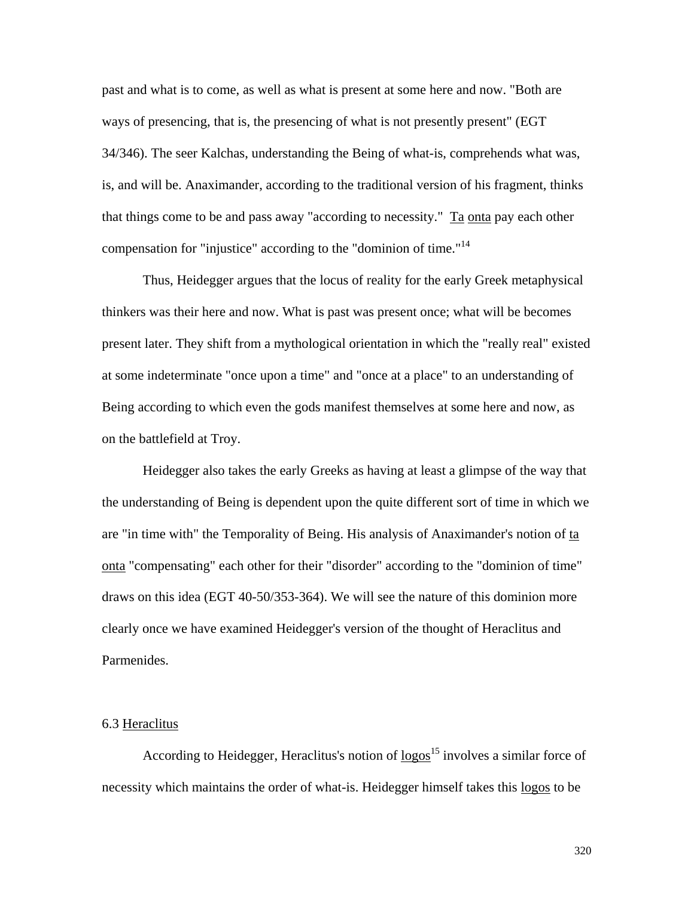past and what is to come, as well as what is present at some here and now. "Both are ways of presencing, that is, the presencing of what is not presently present" (EGT 34/346). The seer Kalchas, understanding the Being of what-is, comprehends what was, is, and will be. Anaximander, according to the traditional version of his fragment, thinks that things come to be and pass away "according to necessity." _Ta onta_ pay each other compensation for "injustice" according to the "dominion of time."[14]

Thus, Heidegger argues that the locus of reality for the early Greek metaphysical thinkers was their here and now. What is past was present once; what will be becomes present later. They shift from a mythological orientation in which the "really real" existed at some indeterminate "once upon a time" and "once at a place" to an understanding of Being according to which even the gods manifest themselves at some here and now, as on the battlefield at Troy.

Heidegger also takes the early Greeks as having at least a glimpse of the way that the understanding of Being is dependent upon the quite different sort of time in which we are "in time with" the Temporality of Being. His analysis of Anaximander's notion of _ta onta_ "compensating" each other for their "disorder" according to the "dominion of time" draws on this idea (EGT 40-50/353-364). We will see the nature of this dominion more clearly once we have examined Heidegger's version of the thought of Heraclitus and Parmenides.

## 6.3 Heraclitus

According to Heidegger, Heraclitus's notion of _logos_[15] involves a similar force of necessity which maintains the order of what-is. Heidegger himself takes this _logos_ to be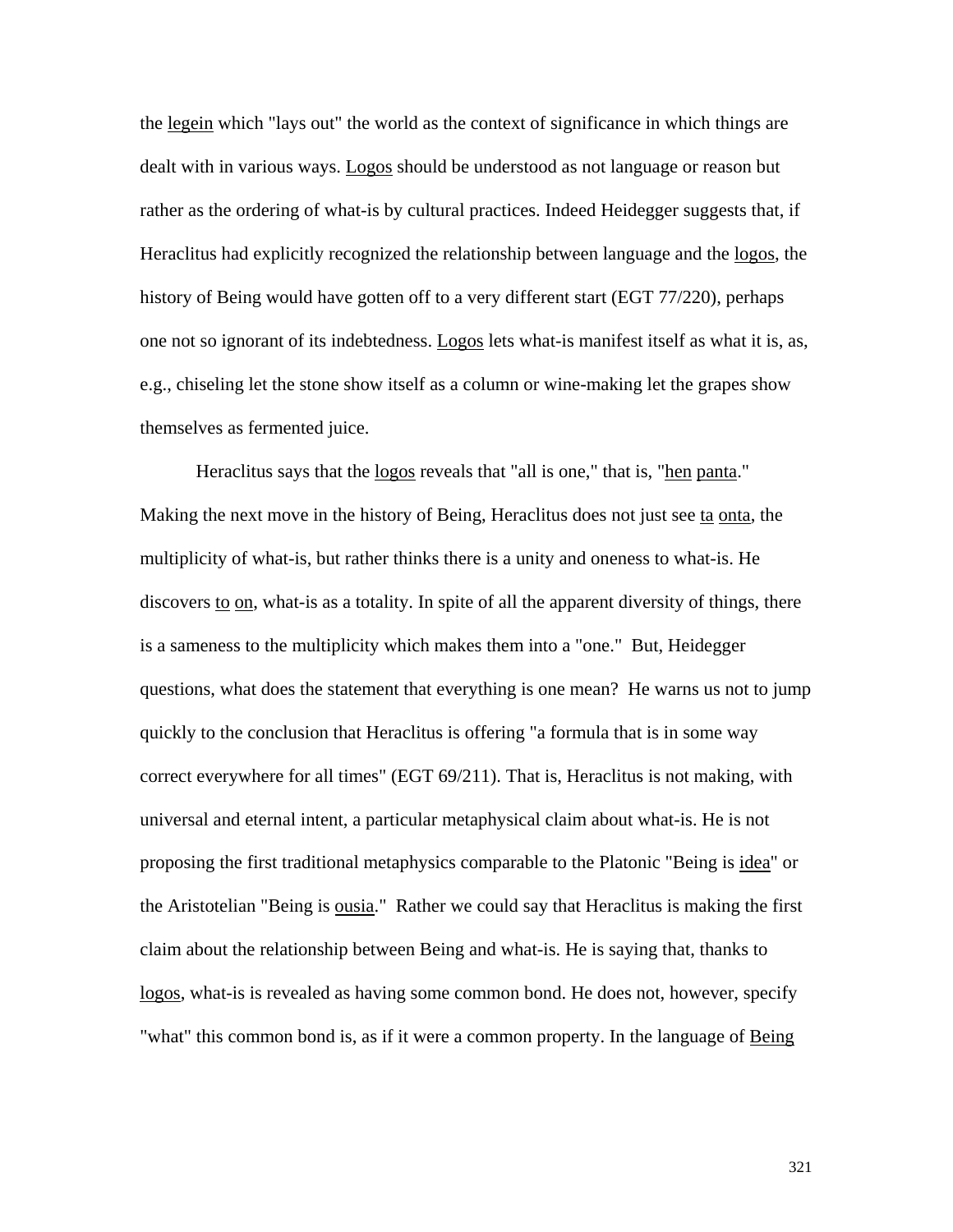the _legein_ which "lays out" the world as the context of significance in which things are dealt with in various ways. _Logos_ should be understood as not language or reason but rather as the ordering of what-is by cultural practices. Indeed Heidegger suggests that, if Heraclitus had explicitly recognized the relationship between language and the _logos_, the history of Being would have gotten off to a very different start (EGT 77/220), perhaps one not so ignorant of its indebtedness. _Logos_ lets what-is manifest itself as what it is, as, e.g., chiseling let the stone show itself as a column or wine-making let the grapes show themselves as fermented juice.

Heraclitus says that the _logos_ reveals that "all is one," that is, "_hen panta_." Making the next move in the history of Being, Heraclitus does not just see _ta onta_, the multiplicity of what-is, but rather thinks there is a unity and oneness to what-is. He discovers _to on_, what-is as a totality. In spite of all the apparent diversity of things, there is a sameness to the multiplicity which makes them into a "one." But, Heidegger questions, what does the statement that everything is one mean? He warns us not to jump quickly to the conclusion that Heraclitus is offering "a formula that is in some way correct everywhere for all times" (EGT 69/211). That is, Heraclitus is not making, with universal and eternal intent, a particular metaphysical claim about what-is. He is not proposing the first traditional metaphysics comparable to the Platonic "Being is _idea_" or the Aristotelian "Being is _ousia_." Rather we could say that Heraclitus is making the first claim about the relationship between Being and what-is. He is saying that, thanks to _logos_, what-is is revealed as having some common bond. He does not, however, specify "what" this common bond is, as if it were a common property. In the language of _Being_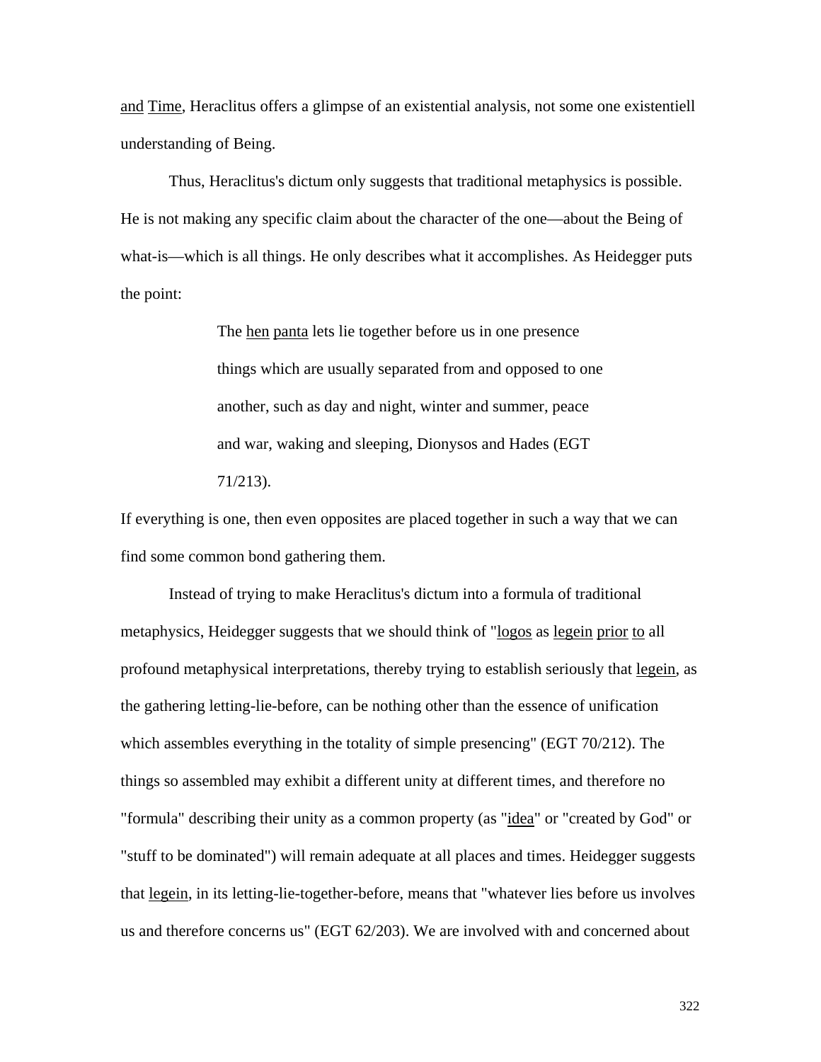and Time, Heraclitus offers a glimpse of an existential analysis, not some one existentiell understanding of Being.

Thus, Heraclitus's dictum only suggests that traditional metaphysics is possible. He is not making any specific claim about the character of the one—about the Being of what-is—which is all things. He only describes what it accomplishes. As Heidegger puts the point:

> The hen panta lets lie together before us in one presence things which are usually separated from and opposed to one another, such as day and night, winter and summer, peace and war, waking and sleeping, Dionysos and Hades (EGT 71/213).

If everything is one, then even opposites are placed together in such a way that we can find some common bond gathering them.

Instead of trying to make Heraclitus's dictum into a formula of traditional metaphysics, Heidegger suggests that we should think of "logos as legein prior to all profound metaphysical interpretations, thereby trying to establish seriously that legein, as the gathering letting-lie-before, can be nothing other than the essence of unification which assembles everything in the totality of simple presencing" (EGT 70/212). The things so assembled may exhibit a different unity at different times, and therefore no "formula" describing their unity as a common property (as "idea" or "created by God" or "stuff to be dominated") will remain adequate at all places and times. Heidegger suggests that legein, in its letting-lie-together-before, means that "whatever lies before us involves us and therefore concerns us" (EGT 62/203). We are involved with and concerned about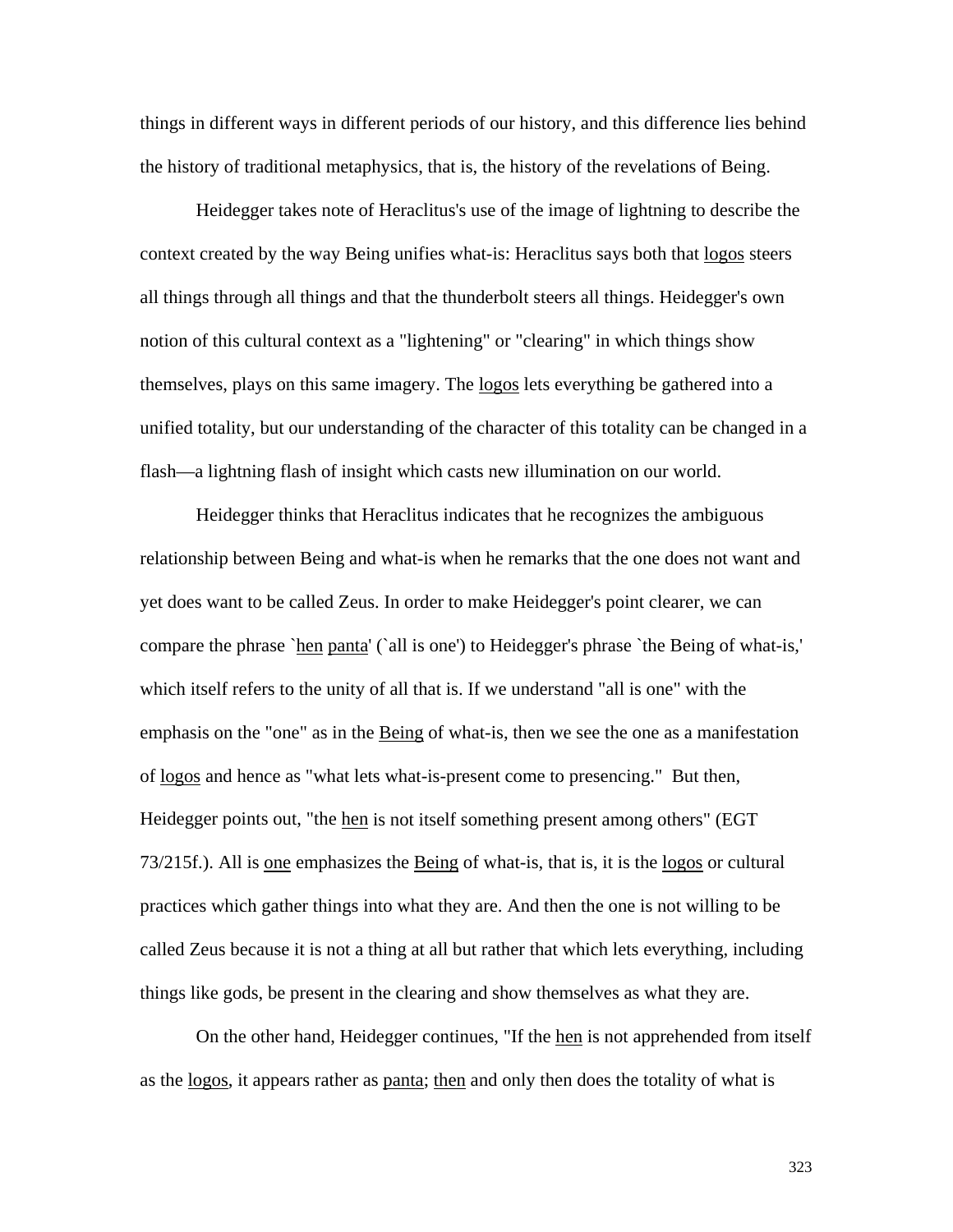things in different ways in different periods of our history, and this difference lies behind the history of traditional metaphysics, that is, the history of the revelations of Being.

Heidegger takes note of Heraclitus's use of the image of lightning to describe the context created by the way Being unifies what-is: Heraclitus says both that _logos_ steers all things through all things and that the thunderbolt steers all things. Heidegger's own notion of this cultural context as a "lightening" or "clearing" in which things show themselves, plays on this same imagery. The _logos_ lets everything be gathered into a unified totality, but our understanding of the character of this totality can be changed in a flash—a lightning flash of insight which casts new illumination on our world.

Heidegger thinks that Heraclitus indicates that he recognizes the ambiguous relationship between Being and what-is when he remarks that the one does not want and yet does want to be called Zeus. In order to make Heidegger's point clearer, we can compare the phrase `_hen_ _panta_' (`all is one') to Heidegger's phrase `the Being of what-is,' which itself refers to the unity of all that is. If we understand "all is one" with the emphasis on the "one" as in the _Being_ of what-is, then we see the one as a manifestation of _logos_ and hence as "what lets what-is-present come to presencing." But then, Heidegger points out, "the _hen_ is not itself something present among others" (EGT 73/215f.). All is _one_ emphasizes the _Being_ of what-is, that is, it is the _logos_ or cultural practices which gather things into what they are. And then the one is not willing to be called Zeus because it is not a thing at all but rather that which lets everything, including things like gods, be present in the clearing and show themselves as what they are.

On the other hand, Heidegger continues, "If the _hen_ is not apprehended from itself as the _logos_, it appears rather as _panta_; _then_ and only then does the totality of what is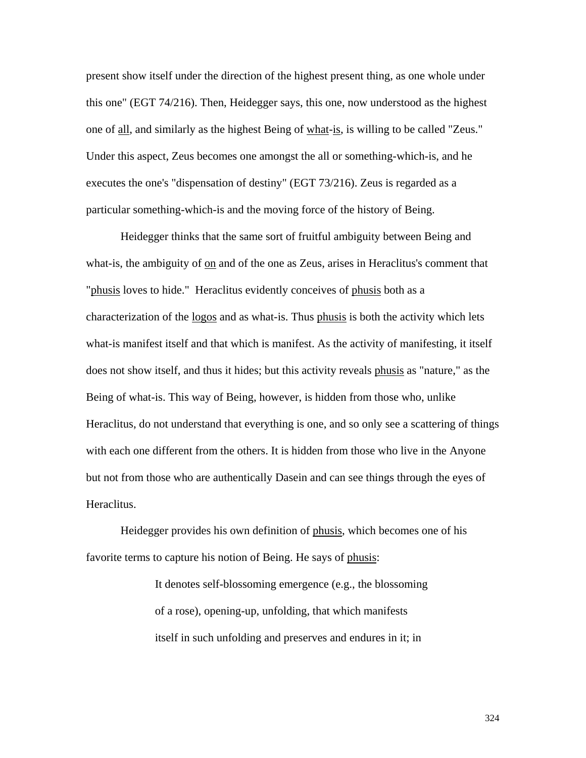present show itself under the direction of the highest present thing, as one whole under this one" (EGT 74/216). Then, Heidegger says, this one, now understood as the highest one of <u>all</u>, and similarly as the highest Being of <u>what</u>-<u>is</u>, is willing to be called "Zeus." Under this aspect, Zeus becomes one amongst the all or something-which-is, and he executes the one's "dispensation of destiny" (EGT 73/216). Zeus is regarded as a particular something-which-is and the moving force of the history of Being.

Heidegger thinks that the same sort of fruitful ambiguity between Being and what-is, the ambiguity of <u>on</u> and of the one as Zeus, arises in Heraclitus's comment that "<u>phusis</u> loves to hide." Heraclitus evidently conceives of <u>phusis</u> both as a characterization of the <u>logos</u> and as what-is. Thus <u>phusis</u> is both the activity which lets what-is manifest itself and that which is manifest. As the activity of manifesting, it itself does not show itself, and thus it hides; but this activity reveals <u>phusis</u> as "nature," as the Being of what-is. This way of Being, however, is hidden from those who, unlike Heraclitus, do not understand that everything is one, and so only see a scattering of things with each one different from the others. It is hidden from those who live in the Anyone but not from those who are authentically Dasein and can see things through the eyes of Heraclitus.

Heidegger provides his own definition of <u>phusis</u>, which becomes one of his favorite terms to capture his notion of Being. He says of <u>phusis</u>:

> It denotes self-blossoming emergence (e.g., the blossoming of a rose), opening-up, unfolding, that which manifests itself in such unfolding and preserves and endures in it; in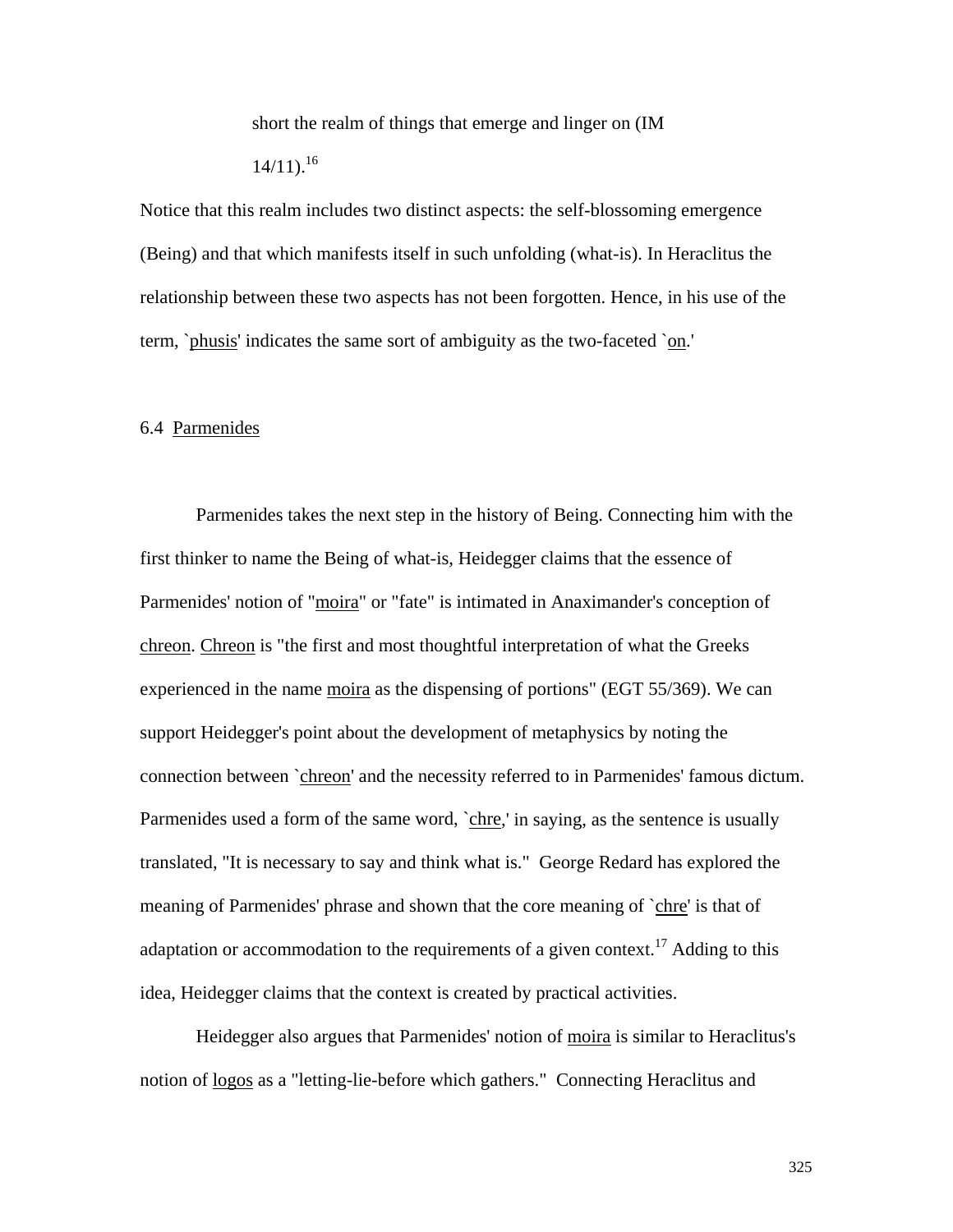> short the realm of things that emerge and linger on (IM 14/11).[16]

Notice that this realm includes two distinct aspects: the self-blossoming emergence (Being) and that which manifests itself in such unfolding (what-is). In Heraclitus the relationship between these two aspects has not been forgotten. Hence, in his use of the term, `phusis' indicates the same sort of ambiguity as the two-faceted `on.'

## 6.4 Parmenides

Parmenides takes the next step in the history of Being. Connecting him with the first thinker to name the Being of what-is, Heidegger claims that the essence of Parmenides' notion of "moira" or "fate" is intimated in Anaximander's conception of chreon. Chreon is "the first and most thoughtful interpretation of what the Greeks experienced in the name moira as the dispensing of portions" (EGT 55/369). We can support Heidegger's point about the development of metaphysics by noting the connection between `chreon' and the necessity referred to in Parmenides' famous dictum. Parmenides used a form of the same word, `chre,' in saying, as the sentence is usually translated, "It is necessary to say and think what is." George Redard has explored the meaning of Parmenides' phrase and shown that the core meaning of `chre' is that of adaptation or accommodation to the requirements of a given context.[17] Adding to this idea, Heidegger claims that the context is created by practical activities.

Heidegger also argues that Parmenides' notion of moira is similar to Heraclitus's notion of logos as a "letting-lie-before which gathers." Connecting Heraclitus and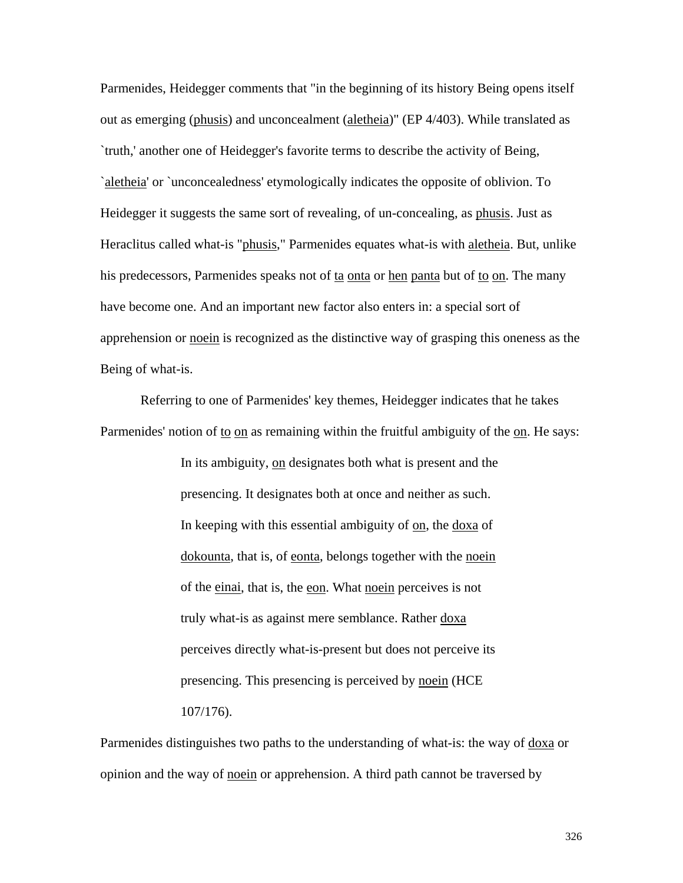Parmenides, Heidegger comments that "in the beginning of its history Being opens itself out as emerging (phusis) and unconcealment (aletheia)" (EP 4/403). While translated as `truth,' another one of Heidegger's favorite terms to describe the activity of Being, `aletheia' or `unconcealedness' etymologically indicates the opposite of oblivion. To Heidegger it suggests the same sort of revealing, of un-concealing, as phusis. Just as Heraclitus called what-is "phusis," Parmenides equates what-is with aletheia. But, unlike his predecessors, Parmenides speaks not of ta onta or hen panta but of to on. The many have become one. And an important new factor also enters in: a special sort of apprehension or noein is recognized as the distinctive way of grasping this oneness as the Being of what-is.

Referring to one of Parmenides' key themes, Heidegger indicates that he takes Parmenides' notion of to on as remaining within the fruitful ambiguity of the on. He says:

> In its ambiguity, on designates both what is present and the presencing. It designates both at once and neither as such. In keeping with this essential ambiguity of on, the doxa of dokounta, that is, of eonta, belongs together with the noein of the einai, that is, the eon. What noein perceives is not truly what-is as against mere semblance. Rather doxa perceives directly what-is-present but does not perceive its presencing. This presencing is perceived by noein (HCE 107/176).

Parmenides distinguishes two paths to the understanding of what-is: the way of doxa or opinion and the way of noein or apprehension. A third path cannot be traversed by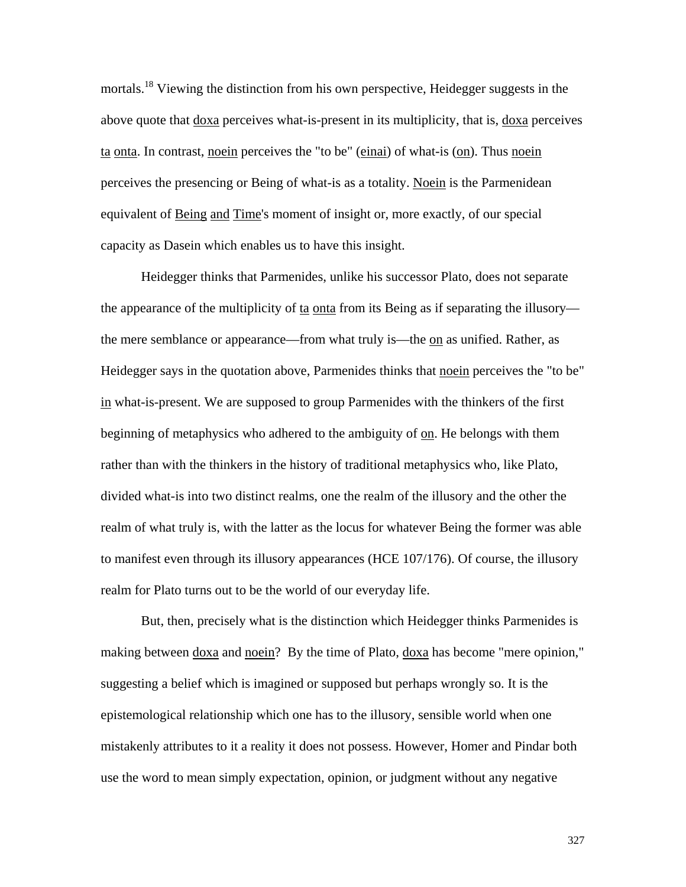mortals.[18] Viewing the distinction from his own perspective, Heidegger suggests in the above quote that doxa perceives what-is-present in its multiplicity, that is, doxa perceives ta onta. In contrast, noein perceives the "to be" (einai) of what-is (on). Thus noein perceives the presencing or Being of what-is as a totality. Noein is the Parmenidean equivalent of Being and Time's moment of insight or, more exactly, of our special capacity as Dasein which enables us to have this insight.

Heidegger thinks that Parmenides, unlike his successor Plato, does not separate the appearance of the multiplicity of ta onta from its Being as if separating the illusory—the mere semblance or appearance—from what truly is—the on as unified. Rather, as Heidegger says in the quotation above, Parmenides thinks that noein perceives the "to be" in what-is-present. We are supposed to group Parmenides with the thinkers of the first beginning of metaphysics who adhered to the ambiguity of on. He belongs with them rather than with the thinkers in the history of traditional metaphysics who, like Plato, divided what-is into two distinct realms, one the realm of the illusory and the other the realm of what truly is, with the latter as the locus for whatever Being the former was able to manifest even through its illusory appearances (HCE 107/176). Of course, the illusory realm for Plato turns out to be the world of our everyday life.

But, then, precisely what is the distinction which Heidegger thinks Parmenides is making between doxa and noein? By the time of Plato, doxa has become "mere opinion," suggesting a belief which is imagined or supposed but perhaps wrongly so. It is the epistemological relationship which one has to the illusory, sensible world when one mistakenly attributes to it a reality it does not possess. However, Homer and Pindar both use the word to mean simply expectation, opinion, or judgment without any negative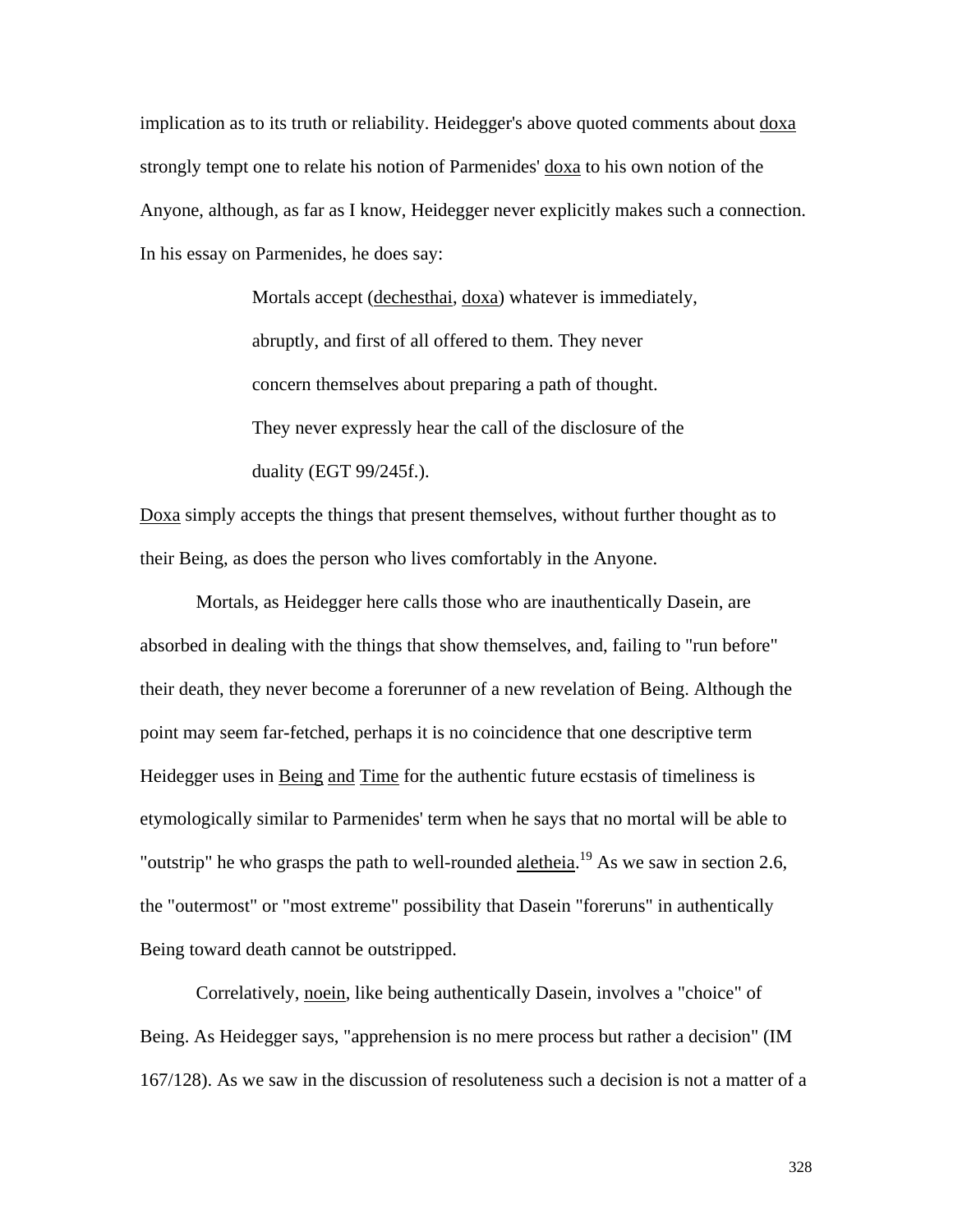implication as to its truth or reliability. Heidegger's above quoted comments about doxa strongly tempt one to relate his notion of Parmenides' doxa to his own notion of the Anyone, although, as far as I know, Heidegger never explicitly makes such a connection. In his essay on Parmenides, he does say:

> Mortals accept (dechesthai, doxa) whatever is immediately, abruptly, and first of all offered to them. They never concern themselves about preparing a path of thought. They never expressly hear the call of the disclosure of the duality (EGT 99/245f.).

Doxa simply accepts the things that present themselves, without further thought as to their Being, as does the person who lives comfortably in the Anyone.

Mortals, as Heidegger here calls those who are inauthentically Dasein, are absorbed in dealing with the things that show themselves, and, failing to "run before" their death, they never become a forerunner of a new revelation of Being. Although the point may seem far-fetched, perhaps it is no coincidence that one descriptive term Heidegger uses in Being and Time for the authentic future ecstasis of timeliness is etymologically similar to Parmenides' term when he says that no mortal will be able to "outstrip" he who grasps the path to well-rounded aletheia.[19] As we saw in section 2.6, the "outermost" or "most extreme" possibility that Dasein "foreruns" in authentically Being toward death cannot be outstripped.

Correlatively, noein, like being authentically Dasein, involves a "choice" of Being. As Heidegger says, "apprehension is no mere process but rather a decision" (IM 167/128). As we saw in the discussion of resoluteness such a decision is not a matter of a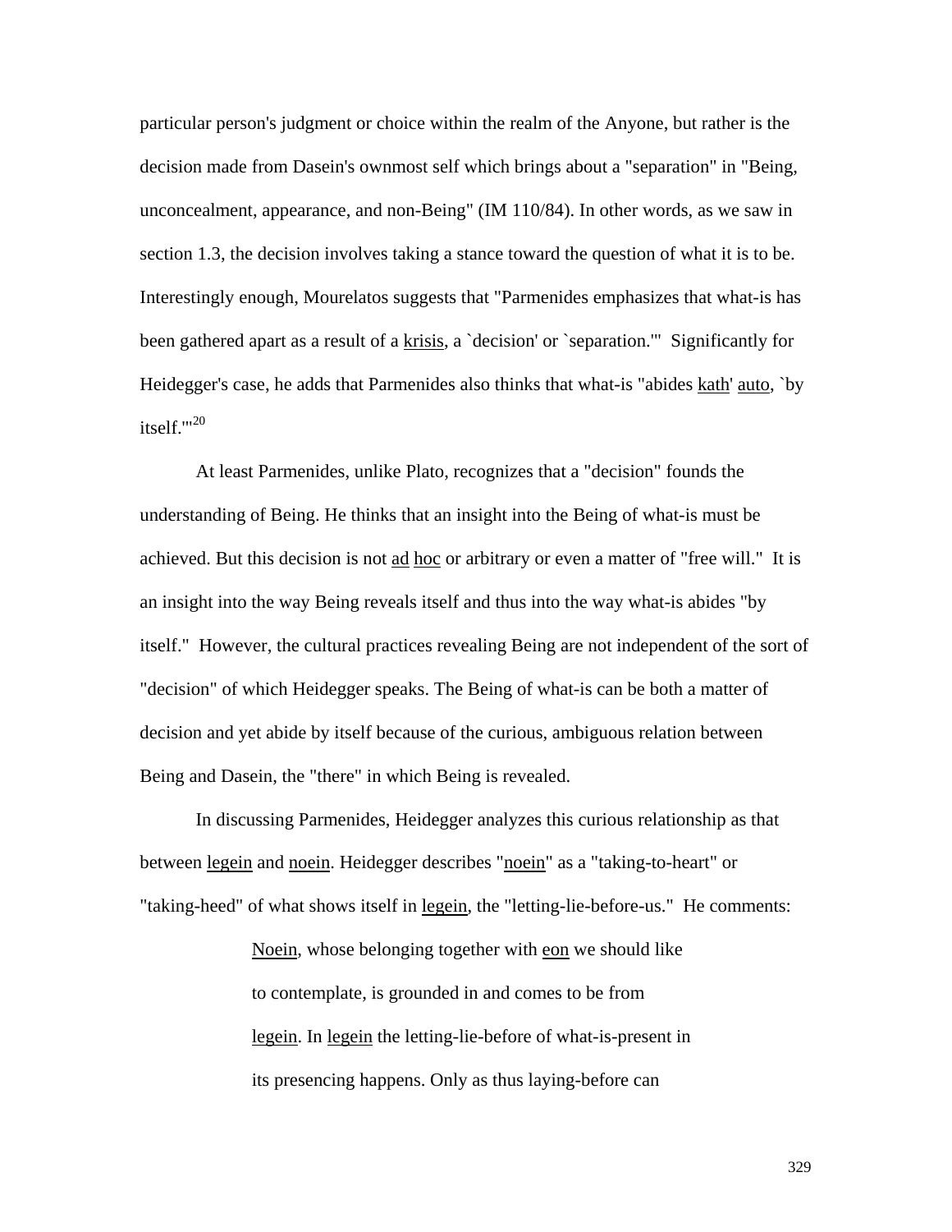particular person's judgment or choice within the realm of the Anyone, but rather is the decision made from Dasein's ownmost self which brings about a "separation" in "Being, unconcealment, appearance, and non-Being" (IM 110/84). In other words, as we saw in section 1.3, the decision involves taking a stance toward the question of what it is to be. Interestingly enough, Mourelatos suggests that "Parmenides emphasizes that what-is has been gathered apart as a result of a _krisis_, a `decision' or `separation.'" Significantly for Heidegger's case, he adds that Parmenides also thinks that what-is "abides _kath' auto_, `by itself.'"[20]

At least Parmenides, unlike Plato, recognizes that a "decision" founds the understanding of Being. He thinks that an insight into the Being of what-is must be achieved. But this decision is not _ad hoc_ or arbitrary or even a matter of "free will." It is an insight into the way Being reveals itself and thus into the way what-is abides "by itself." However, the cultural practices revealing Being are not independent of the sort of "decision" of which Heidegger speaks. The Being of what-is can be both a matter of decision and yet abide by itself because of the curious, ambiguous relation between Being and Dasein, the "there" in which Being is revealed.

In discussing Parmenides, Heidegger analyzes this curious relationship as that between _legein_ and _noein_. Heidegger describes "_noein_" as a "taking-to-heart" or "taking-heed" of what shows itself in _legein_, the "letting-lie-before-us." He comments:

> _Noein_, whose belonging together with _eon_ we should like to contemplate, is grounded in and comes to be from _legein_. In _legein_ the letting-lie-before of what-is-present in its presencing happens. Only as thus laying-before can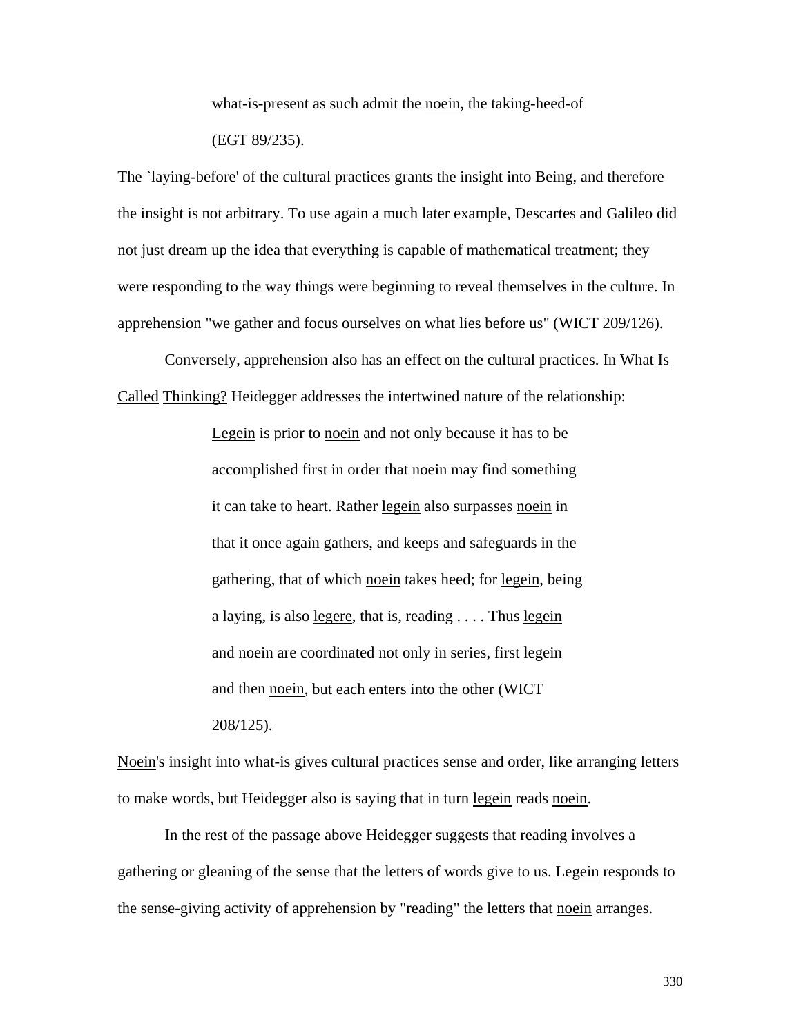> what-is-present as such admit the _noein_, the taking-heed-of (EGT 89/235).

The `laying-before' of the cultural practices grants the insight into Being, and therefore the insight is not arbitrary. To use again a much later example, Descartes and Galileo did not just dream up the idea that everything is capable of mathematical treatment; they were responding to the way things were beginning to reveal themselves in the culture. In apprehension "we gather and focus ourselves on what lies before us" (WICT 209/126).

Conversely, apprehension also has an effect on the cultural practices. In _What Is Called Thinking?_ Heidegger addresses the intertwined nature of the relationship:

> _Legein_ is prior to _noein_ and not only because it has to be accomplished first in order that _noein_ may find something it can take to heart. Rather _legein_ also surpasses _noein_ in that it once again gathers, and keeps and safeguards in the gathering, that of which _noein_ takes heed; for _legein_, being a laying, is also _legere_, that is, reading . . . . Thus _legein_ and _noein_ are coordinated not only in series, first _legein_ and then _noein_, but each enters into the other (WICT 208/125).

_Noein_'s insight into what-is gives cultural practices sense and order, like arranging letters to make words, but Heidegger also is saying that in turn _legein_ reads _noein_.

In the rest of the passage above Heidegger suggests that reading involves a gathering or gleaning of the sense that the letters of words give to us. _Legein_ responds to the sense-giving activity of apprehension by "reading" the letters that _noein_ arranges.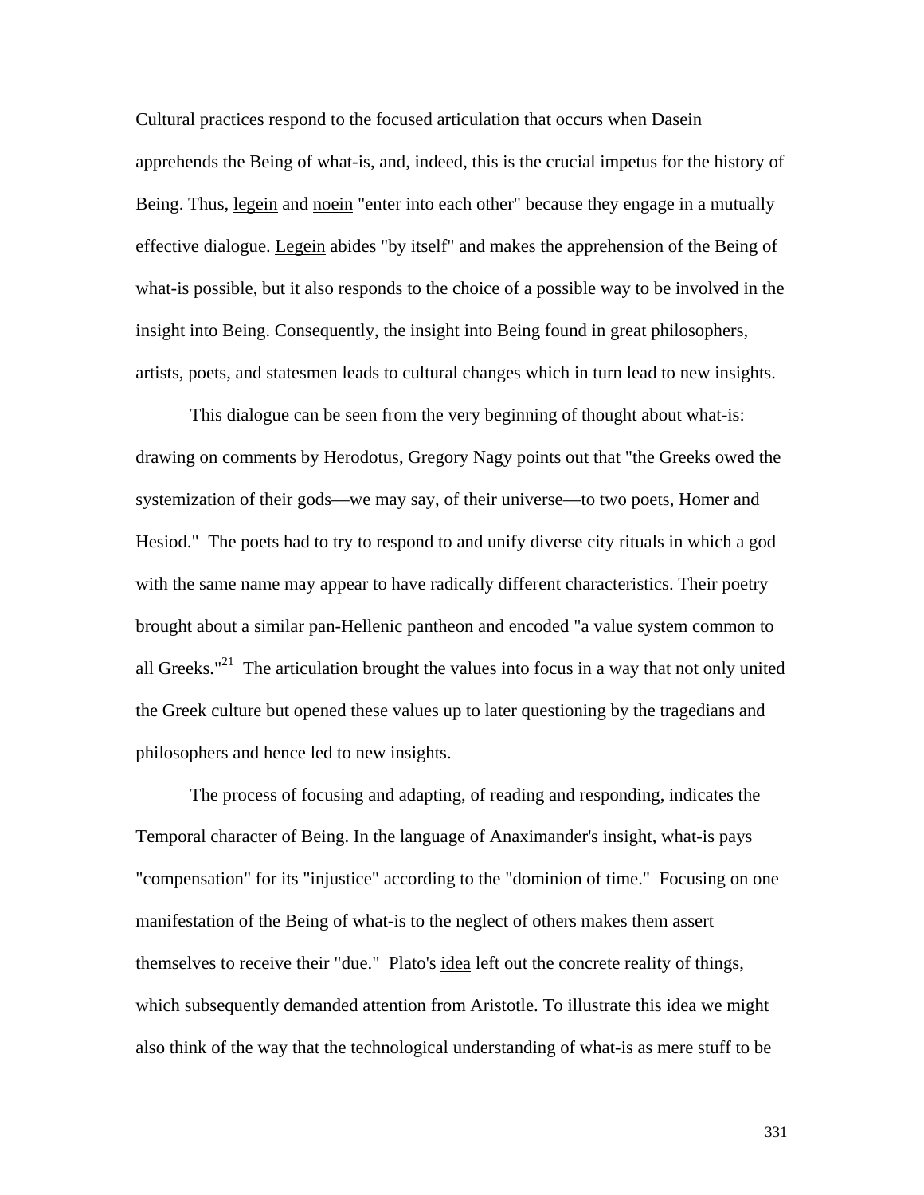Cultural practices respond to the focused articulation that occurs when Dasein apprehends the Being of what-is, and, indeed, this is the crucial impetus for the history of Being. Thus, _legein_ and _noein_ "enter into each other" because they engage in a mutually effective dialogue. _Legein_ abides "by itself" and makes the apprehension of the Being of what-is possible, but it also responds to the choice of a possible way to be involved in the insight into Being. Consequently, the insight into Being found in great philosophers, artists, poets, and statesmen leads to cultural changes which in turn lead to new insights.

This dialogue can be seen from the very beginning of thought about what-is: drawing on comments by Herodotus, Gregory Nagy points out that "the Greeks owed the systemization of their gods—we may say, of their universe—to two poets, Homer and Hesiod." The poets had to try to respond to and unify diverse city rituals in which a god with the same name may appear to have radically different characteristics. Their poetry brought about a similar pan-Hellenic pantheon and encoded "a value system common to all Greeks."[21] The articulation brought the values into focus in a way that not only united the Greek culture but opened these values up to later questioning by the tragedians and philosophers and hence led to new insights.

The process of focusing and adapting, of reading and responding, indicates the Temporal character of Being. In the language of Anaximander's insight, what-is pays "compensation" for its "injustice" according to the "dominion of time." Focusing on one manifestation of the Being of what-is to the neglect of others makes them assert themselves to receive their "due." Plato's _idea_ left out the concrete reality of things, which subsequently demanded attention from Aristotle. To illustrate this idea we might also think of the way that the technological understanding of what-is as mere stuff to be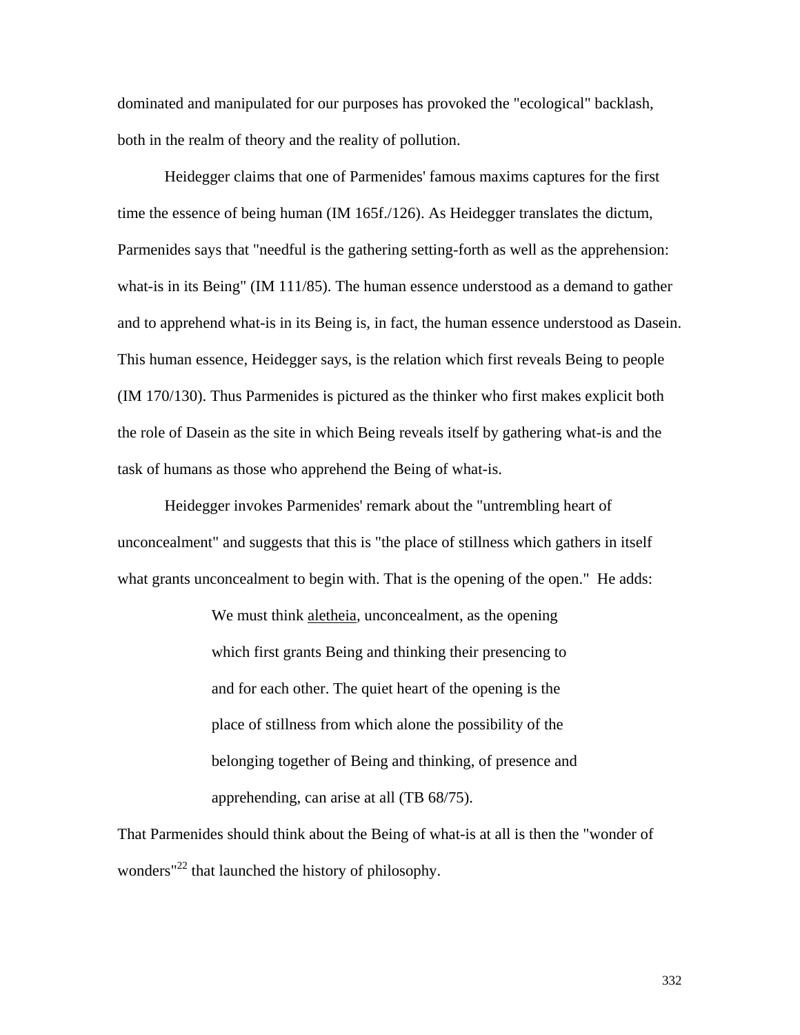dominated and manipulated for our purposes has provoked the "ecological" backlash, both in the realm of theory and the reality of pollution.

Heidegger claims that one of Parmenides' famous maxims captures for the first time the essence of being human (IM 165f./126). As Heidegger translates the dictum, Parmenides says that "needful is the gathering setting-forth as well as the apprehension: what-is in its Being" (IM 111/85). The human essence understood as a demand to gather and to apprehend what-is in its Being is, in fact, the human essence understood as Dasein. This human essence, Heidegger says, is the relation which first reveals Being to people (IM 170/130). Thus Parmenides is pictured as the thinker who first makes explicit both the role of Dasein as the site in which Being reveals itself by gathering what-is and the task of humans as those who apprehend the Being of what-is.

Heidegger invokes Parmenides' remark about the "untrembling heart of unconcealment" and suggests that this is "the place of stillness which gathers in itself what grants unconcealment to begin with. That is the opening of the open." He adds:

> We must think aletheia, unconcealment, as the opening which first grants Being and thinking their presencing to and for each other. The quiet heart of the opening is the place of stillness from which alone the possibility of the belonging together of Being and thinking, of presence and apprehending, can arise at all (TB 68/75).

That Parmenides should think about the Being of what-is at all is then the "wonder of wonders"[22] that launched the history of philosophy.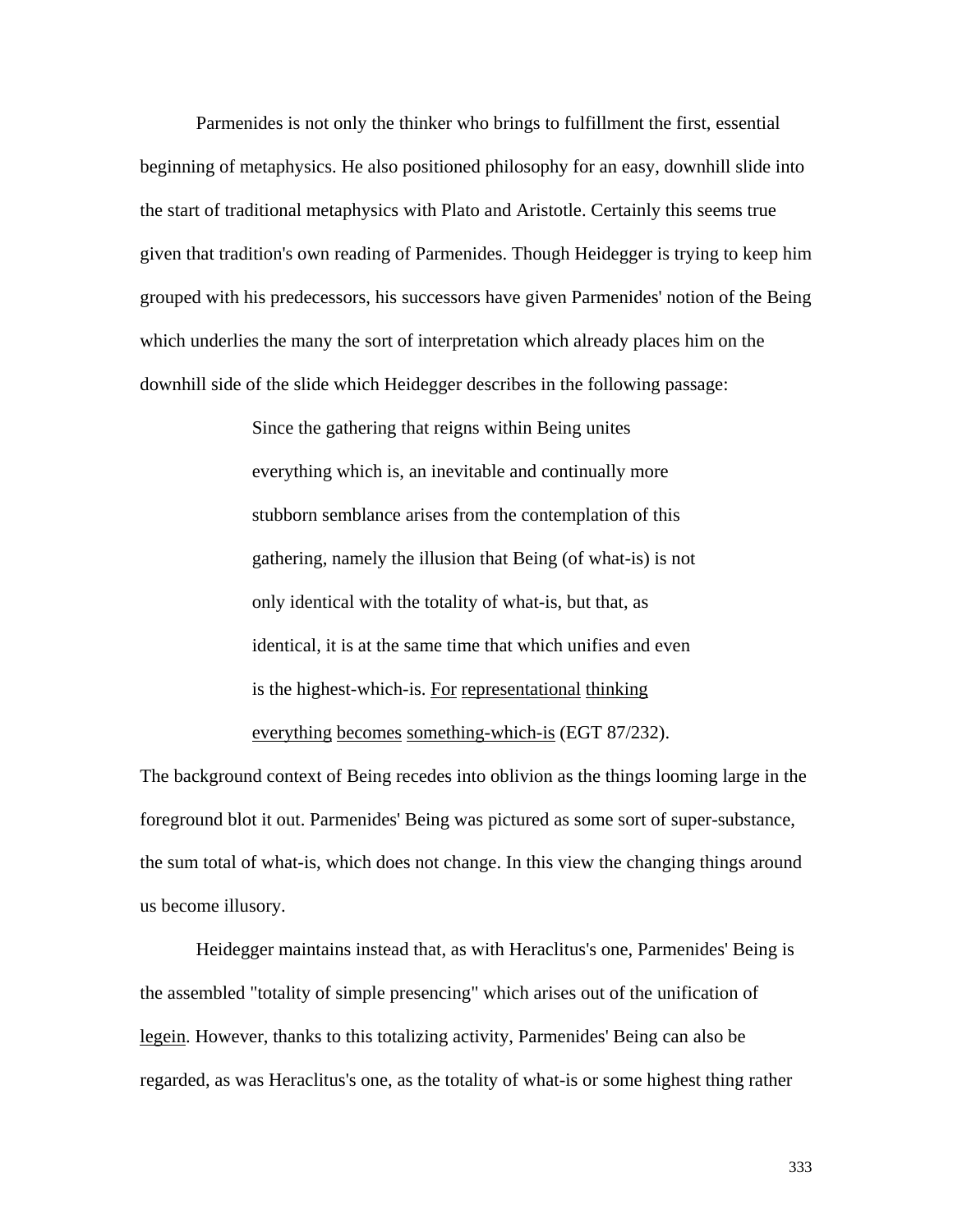Parmenides is not only the thinker who brings to fulfillment the first, essential beginning of metaphysics. He also positioned philosophy for an easy, downhill slide into the start of traditional metaphysics with Plato and Aristotle. Certainly this seems true given that tradition's own reading of Parmenides. Though Heidegger is trying to keep him grouped with his predecessors, his successors have given Parmenides' notion of the Being which underlies the many the sort of interpretation which already places him on the downhill side of the slide which Heidegger describes in the following passage:

> Since the gathering that reigns within Being unites everything which is, an inevitable and continually more stubborn semblance arises from the contemplation of this gathering, namely the illusion that Being (of what-is) is not only identical with the totality of what-is, but that, as identical, it is at the same time that which unifies and even is the highest-which-is. _For representational thinking everything becomes something-which-is_ (EGT 87/232).

The background context of Being recedes into oblivion as the things looming large in the foreground blot it out. Parmenides' Being was pictured as some sort of super-substance, the sum total of what-is, which does not change. In this view the changing things around us become illusory.

Heidegger maintains instead that, as with Heraclitus's one, Parmenides' Being is the assembled "totality of simple presencing" which arises out of the unification of _legein_. However, thanks to this totalizing activity, Parmenides' Being can also be regarded, as was Heraclitus's one, as the totality of what-is or some highest thing rather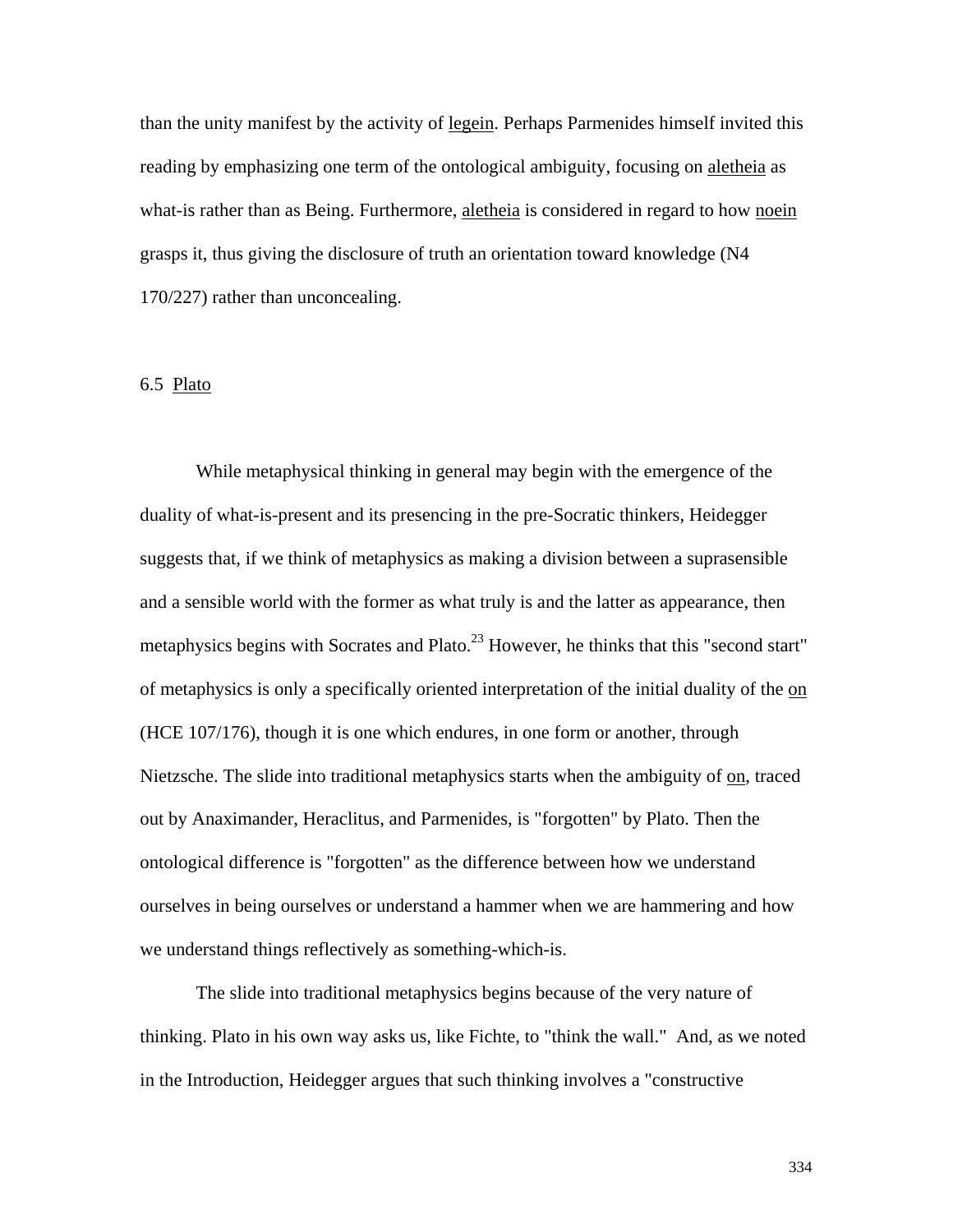than the unity manifest by the activity of legein. Perhaps Parmenides himself invited this reading by emphasizing one term of the ontological ambiguity, focusing on aletheia as what-is rather than as Being. Furthermore, aletheia is considered in regard to how noein grasps it, thus giving the disclosure of truth an orientation toward knowledge (N4 170/227) rather than unconcealing.

## 6.5 Plato

While metaphysical thinking in general may begin with the emergence of the duality of what-is-present and its presencing in the pre-Socratic thinkers, Heidegger suggests that, if we think of metaphysics as making a division between a suprasensible and a sensible world with the former as what truly is and the latter as appearance, then metaphysics begins with Socrates and Plato.[23] However, he thinks that this "second start" of metaphysics is only a specifically oriented interpretation of the initial duality of the on (HCE 107/176), though it is one which endures, in one form or another, through Nietzsche. The slide into traditional metaphysics starts when the ambiguity of on, traced out by Anaximander, Heraclitus, and Parmenides, is "forgotten" by Plato. Then the ontological difference is "forgotten" as the difference between how we understand ourselves in being ourselves or understand a hammer when we are hammering and how we understand things reflectively as something-which-is.

The slide into traditional metaphysics begins because of the very nature of thinking. Plato in his own way asks us, like Fichte, to "think the wall." And, as we noted in the Introduction, Heidegger argues that such thinking involves a "constructive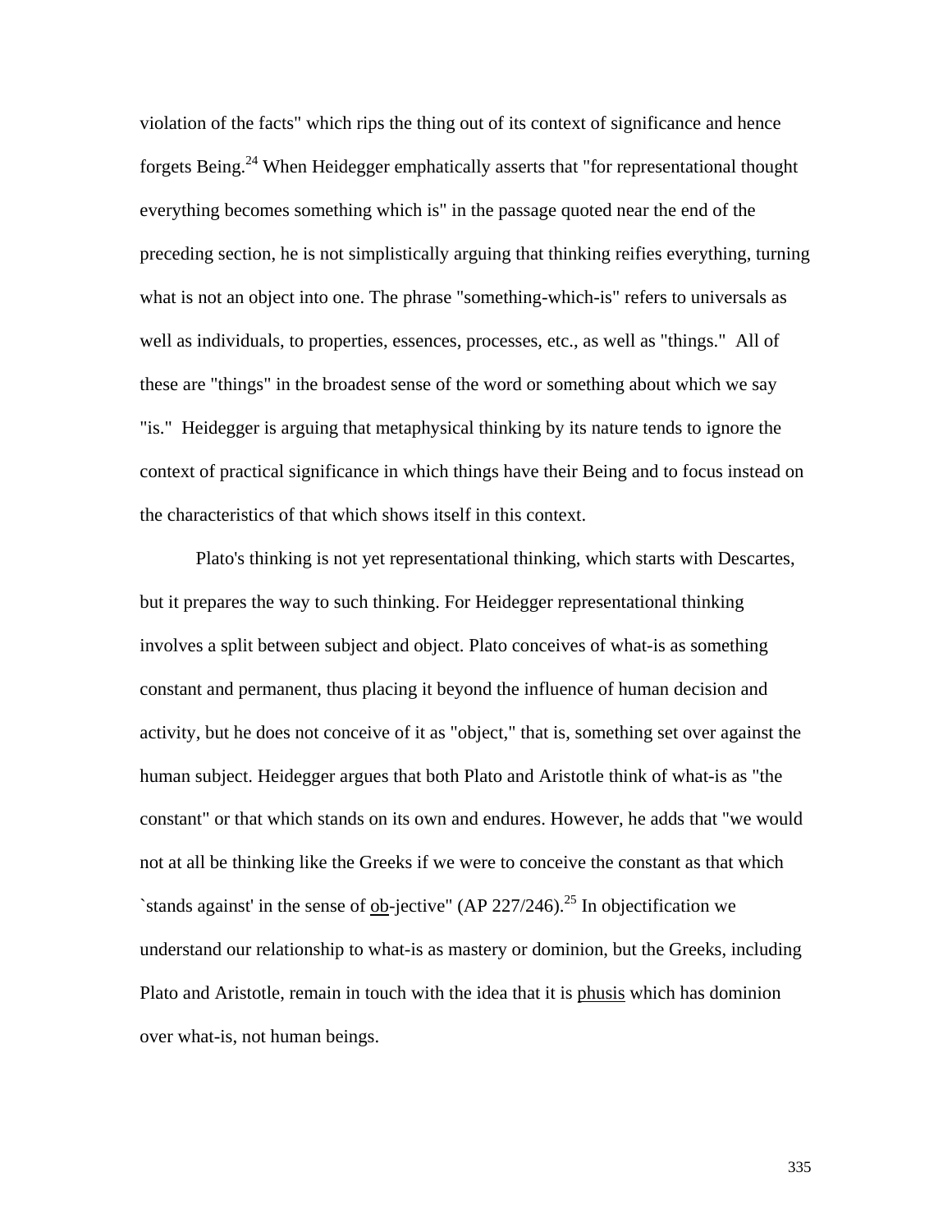violation of the facts" which rips the thing out of its context of significance and hence forgets Being.[24] When Heidegger emphatically asserts that "for representational thought everything becomes something which is" in the passage quoted near the end of the preceding section, he is not simplistically arguing that thinking reifies everything, turning what is not an object into one. The phrase "something-which-is" refers to universals as well as individuals, to properties, essences, processes, etc., as well as "things." All of these are "things" in the broadest sense of the word or something about which we say "is." Heidegger is arguing that metaphysical thinking by its nature tends to ignore the context of practical significance in which things have their Being and to focus instead on the characteristics of that which shows itself in this context.

Plato's thinking is not yet representational thinking, which starts with Descartes, but it prepares the way to such thinking. For Heidegger representational thinking involves a split between subject and object. Plato conceives of what-is as something constant and permanent, thus placing it beyond the influence of human decision and activity, but he does not conceive of it as "object," that is, something set over against the human subject. Heidegger argues that both Plato and Aristotle think of what-is as "the constant" or that which stands on its own and endures. However, he adds that "we would not at all be thinking like the Greeks if we were to conceive the constant as that which `stands against' in the sense of <u>ob</u>-jective" (AP 227/246).[25] In objectification we understand our relationship to what-is as mastery or dominion, but the Greeks, including Plato and Aristotle, remain in touch with the idea that it is <u>phusis</u> which has dominion over what-is, not human beings.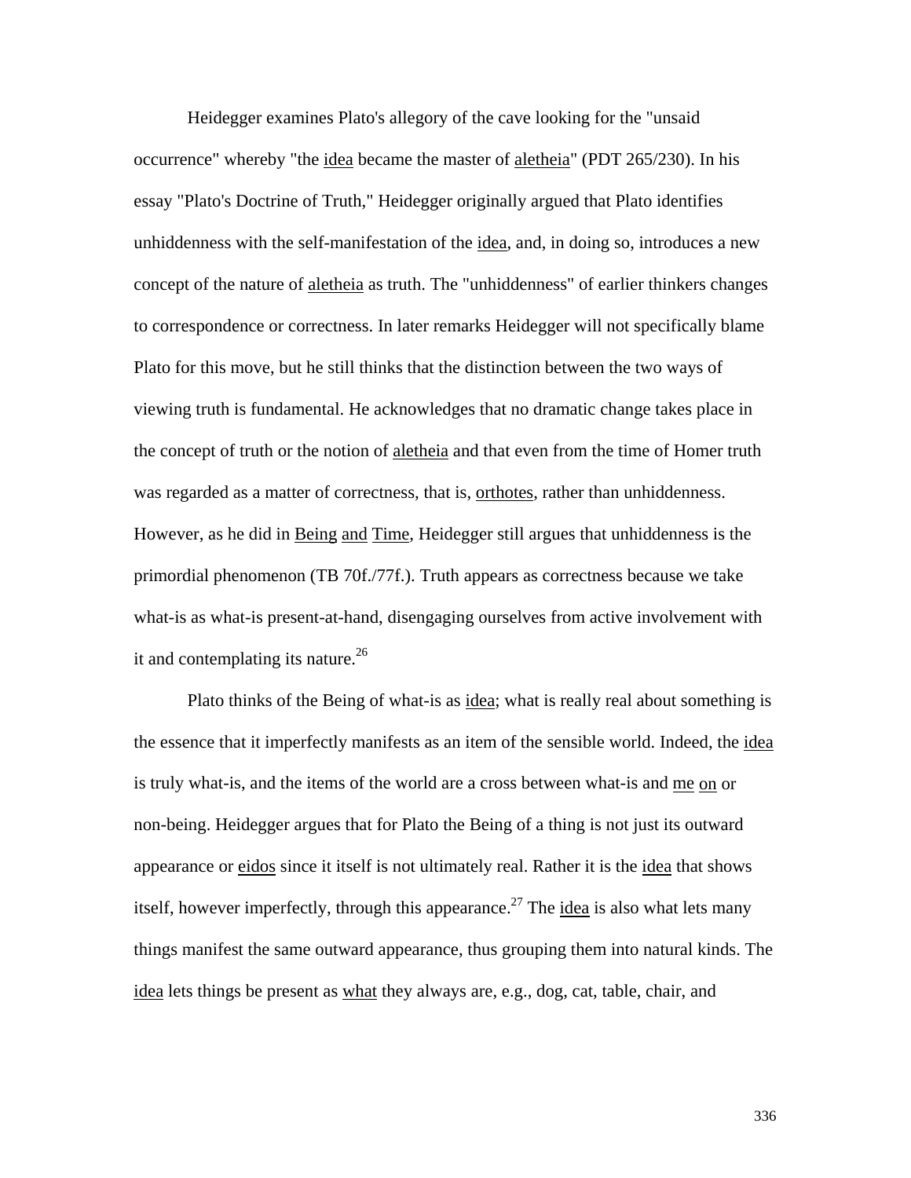Heidegger examines Plato's allegory of the cave looking for the "unsaid occurrence" whereby "the _idea_ became the master of _aletheia_" (PDT 265/230). In his essay "Plato's Doctrine of Truth," Heidegger originally argued that Plato identifies unhiddenness with the self-manifestation of the _idea_, and, in doing so, introduces a new concept of the nature of _aletheia_ as truth. The "unhiddenness" of earlier thinkers changes to correspondence or correctness. In later remarks Heidegger will not specifically blame Plato for this move, but he still thinks that the distinction between the two ways of viewing truth is fundamental. He acknowledges that no dramatic change takes place in the concept of truth or the notion of _aletheia_ and that even from the time of Homer truth was regarded as a matter of correctness, that is, _orthotes_, rather than unhiddenness. However, as he did in _Being and Time_, Heidegger still argues that unhiddenness is the primordial phenomenon (TB 70f./77f.). Truth appears as correctness because we take what-is as what-is present-at-hand, disengaging ourselves from active involvement with it and contemplating its nature.[26]

Plato thinks of the Being of what-is as _idea_; what is really real about something is the essence that it imperfectly manifests as an item of the sensible world. Indeed, the _idea_ is truly what-is, and the items of the world are a cross between what-is and _me on_ or non-being. Heidegger argues that for Plato the Being of a thing is not just its outward appearance or _eidos_ since it itself is not ultimately real. Rather it is the _idea_ that shows itself, however imperfectly, through this appearance.[27] The _idea_ is also what lets many things manifest the same outward appearance, thus grouping them into natural kinds. The _idea_ lets things be present as _what_ they always are, e.g., dog, cat, table, chair, and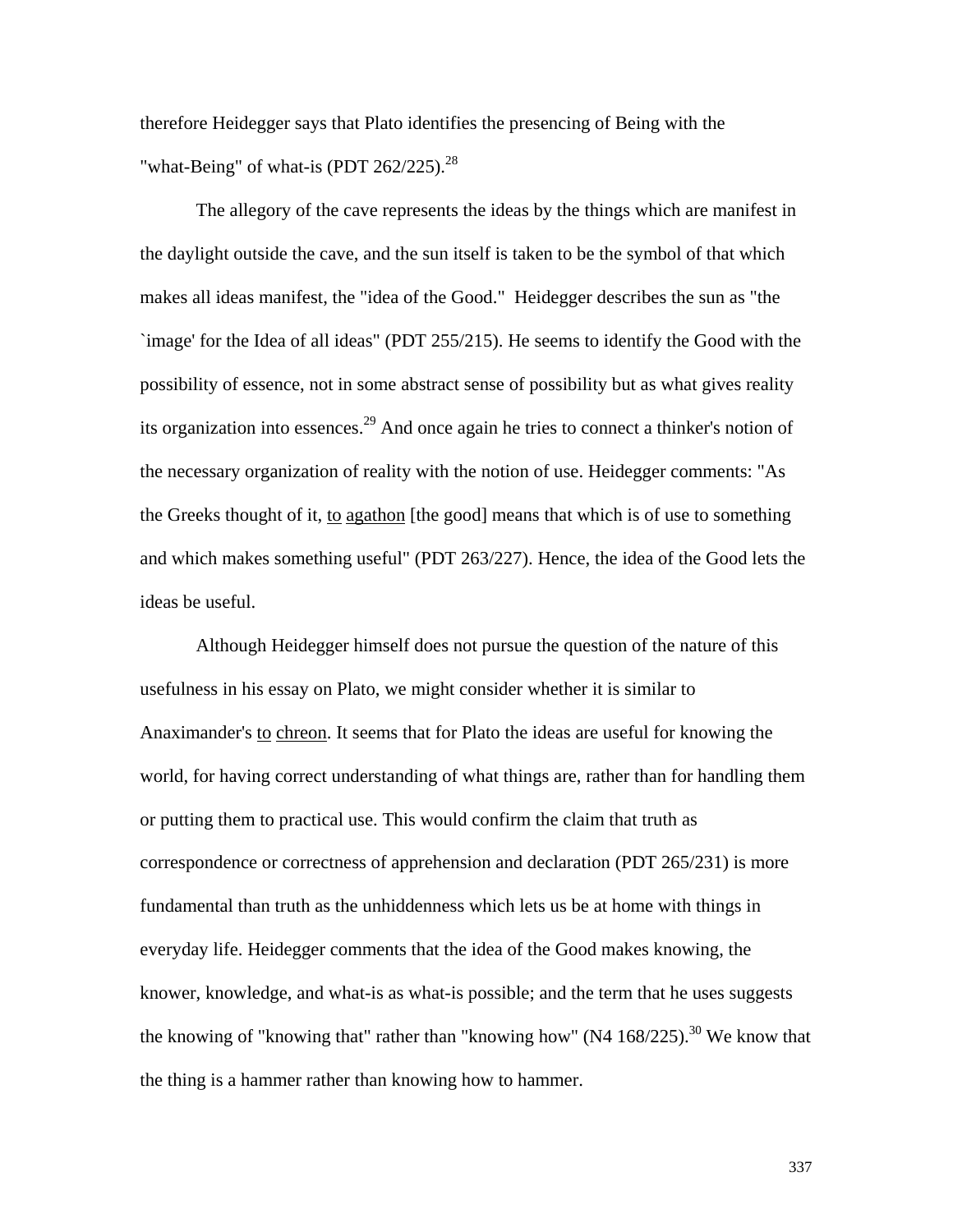therefore Heidegger says that Plato identifies the presencing of Being with the "what-Being" of what-is (PDT 262/225).[28]

The allegory of the cave represents the ideas by the things which are manifest in the daylight outside the cave, and the sun itself is taken to be the symbol of that which makes all ideas manifest, the "idea of the Good." Heidegger describes the sun as "the `image' for the Idea of all ideas" (PDT 255/215). He seems to identify the Good with the possibility of essence, not in some abstract sense of possibility but as what gives reality its organization into essences.[29] And once again he tries to connect a thinker's notion of the necessary organization of reality with the notion of use. Heidegger comments: "As the Greeks thought of it, <u>to</u> <u>agathon</u> [the good] means that which is of use to something and which makes something useful" (PDT 263/227). Hence, the idea of the Good lets the ideas be useful.

Although Heidegger himself does not pursue the question of the nature of this usefulness in his essay on Plato, we might consider whether it is similar to Anaximander's <u>to</u> <u>chreon</u>. It seems that for Plato the ideas are useful for knowing the world, for having correct understanding of what things are, rather than for handling them or putting them to practical use. This would confirm the claim that truth as correspondence or correctness of apprehension and declaration (PDT 265/231) is more fundamental than truth as the unhiddenness which lets us be at home with things in everyday life. Heidegger comments that the idea of the Good makes knowing, the knower, knowledge, and what-is as what-is possible; and the term that he uses suggests the knowing of "knowing that" rather than "knowing how" (N4 168/225).[30] We know that the thing is a hammer rather than knowing how to hammer.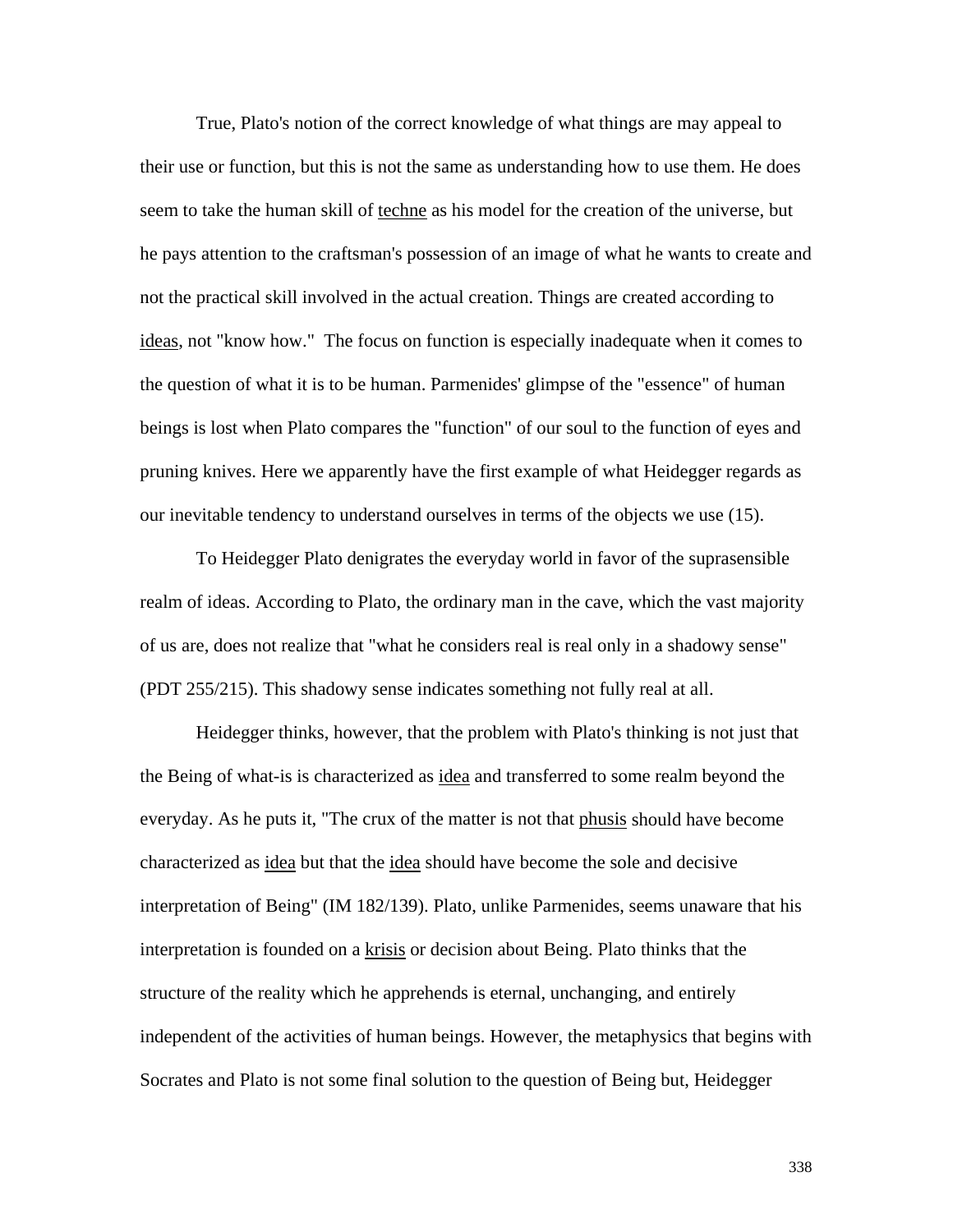True, Plato's notion of the correct knowledge of what things are may appeal to their use or function, but this is not the same as understanding how to use them. He does seem to take the human skill of _techne_ as his model for the creation of the universe, but he pays attention to the craftsman's possession of an image of what he wants to create and not the practical skill involved in the actual creation. Things are created according to _ideas_, not "know how." The focus on function is especially inadequate when it comes to the question of what it is to be human. Parmenides' glimpse of the "essence" of human beings is lost when Plato compares the "function" of our soul to the function of eyes and pruning knives. Here we apparently have the first example of what Heidegger regards as our inevitable tendency to understand ourselves in terms of the objects we use (15).

To Heidegger Plato denigrates the everyday world in favor of the suprasensible realm of ideas. According to Plato, the ordinary man in the cave, which the vast majority of us are, does not realize that "what he considers real is real only in a shadowy sense" (PDT 255/215). This shadowy sense indicates something not fully real at all.

Heidegger thinks, however, that the problem with Plato's thinking is not just that the Being of what-is is characterized as _idea_ and transferred to some realm beyond the everyday. As he puts it, "The crux of the matter is not that _phusis_ should have become characterized as _idea_ but that the _idea_ should have become the sole and decisive interpretation of Being" (IM 182/139). Plato, unlike Parmenides, seems unaware that his interpretation is founded on a _krisis_ or decision about Being. Plato thinks that the structure of the reality which he apprehends is eternal, unchanging, and entirely independent of the activities of human beings. However, the metaphysics that begins with Socrates and Plato is not some final solution to the question of Being but, Heidegger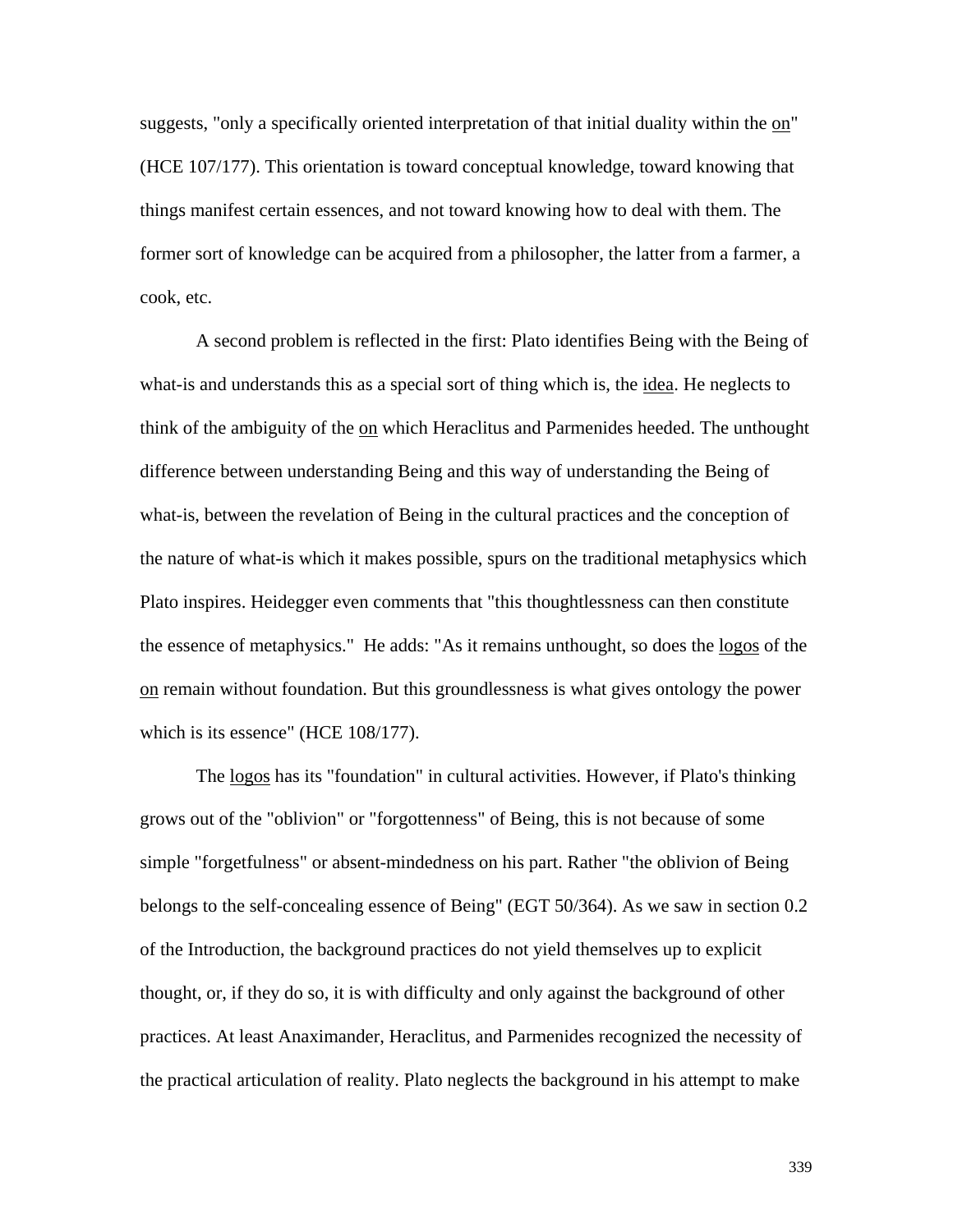suggests, "only a specifically oriented interpretation of that initial duality within the _on_" (HCE 107/177). This orientation is toward conceptual knowledge, toward knowing that things manifest certain essences, and not toward knowing how to deal with them. The former sort of knowledge can be acquired from a philosopher, the latter from a farmer, a cook, etc.

A second problem is reflected in the first: Plato identifies Being with the Being of what-is and understands this as a special sort of thing which is, the _idea_. He neglects to think of the ambiguity of the _on_ which Heraclitus and Parmenides heeded. The unthought difference between understanding Being and this way of understanding the Being of what-is, between the revelation of Being in the cultural practices and the conception of the nature of what-is which it makes possible, spurs on the traditional metaphysics which Plato inspires. Heidegger even comments that "this thoughtlessness can then constitute the essence of metaphysics." He adds: "As it remains unthought, so does the _logos_ of the _on_ remain without foundation. But this groundlessness is what gives ontology the power which is its essence" (HCE 108/177).

The _logos_ has its "foundation" in cultural activities. However, if Plato's thinking grows out of the "oblivion" or "forgottenness" of Being, this is not because of some simple "forgetfulness" or absent-mindedness on his part. Rather "the oblivion of Being belongs to the self-concealing essence of Being" (EGT 50/364). As we saw in section 0.2 of the Introduction, the background practices do not yield themselves up to explicit thought, or, if they do so, it is with difficulty and only against the background of other practices. At least Anaximander, Heraclitus, and Parmenides recognized the necessity of the practical articulation of reality. Plato neglects the background in his attempt to make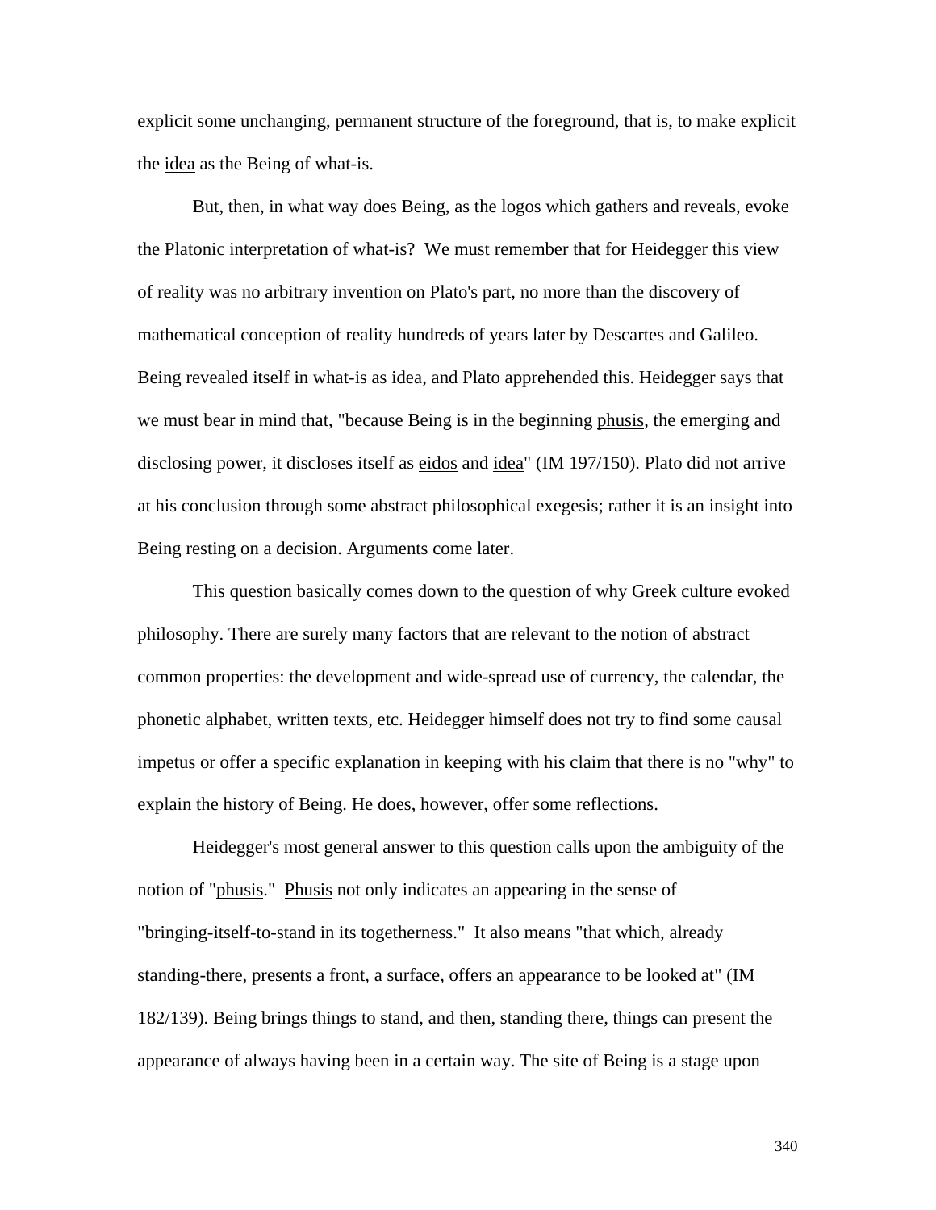explicit some unchanging, permanent structure of the foreground, that is, to make explicit the _idea_ as the Being of what-is.

But, then, in what way does Being, as the _logos_ which gathers and reveals, evoke the Platonic interpretation of what-is? We must remember that for Heidegger this view of reality was no arbitrary invention on Plato's part, no more than the discovery of mathematical conception of reality hundreds of years later by Descartes and Galileo. Being revealed itself in what-is as _idea_, and Plato apprehended this. Heidegger says that we must bear in mind that, "because Being is in the beginning _phusis_, the emerging and disclosing power, it discloses itself as _eidos_ and _idea_" (IM 197/150). Plato did not arrive at his conclusion through some abstract philosophical exegesis; rather it is an insight into Being resting on a decision. Arguments come later.

This question basically comes down to the question of why Greek culture evoked philosophy. There are surely many factors that are relevant to the notion of abstract common properties: the development and wide-spread use of currency, the calendar, the phonetic alphabet, written texts, etc. Heidegger himself does not try to find some causal impetus or offer a specific explanation in keeping with his claim that there is no "why" to explain the history of Being. He does, however, offer some reflections.

Heidegger's most general answer to this question calls upon the ambiguity of the notion of "_phusis_." _Phusis_ not only indicates an appearing in the sense of "bringing-itself-to-stand in its togetherness." It also means "that which, already standing-there, presents a front, a surface, offers an appearance to be looked at" (IM 182/139). Being brings things to stand, and then, standing there, things can present the appearance of always having been in a certain way. The site of Being is a stage upon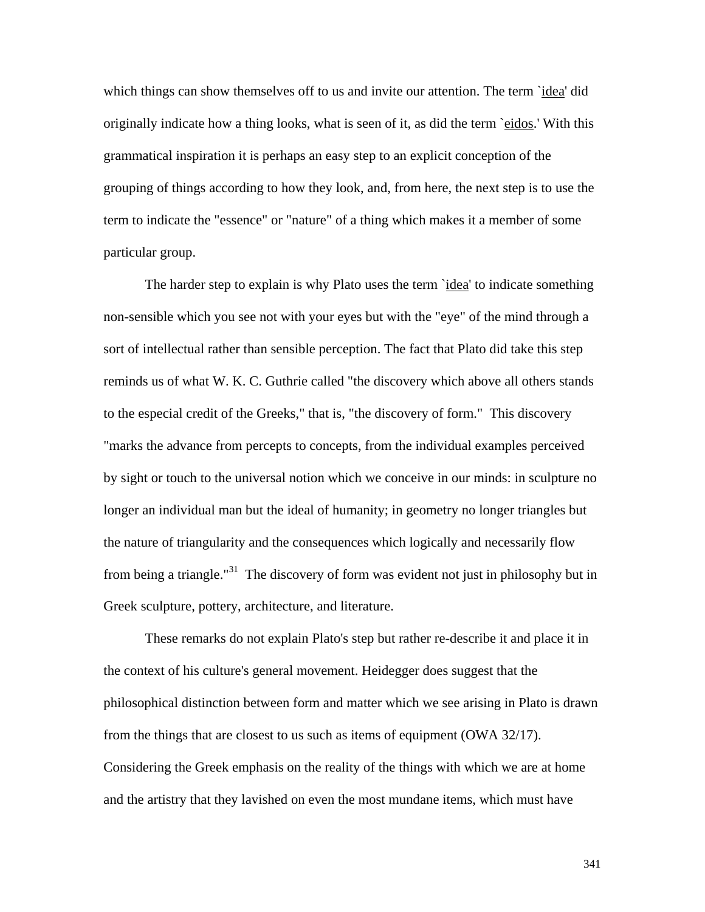which things can show themselves off to us and invite our attention. The term `idea' did originally indicate how a thing looks, what is seen of it, as did the term `eidos.' With this grammatical inspiration it is perhaps an easy step to an explicit conception of the grouping of things according to how they look, and, from here, the next step is to use the term to indicate the "essence" or "nature" of a thing which makes it a member of some particular group.

The harder step to explain is why Plato uses the term `idea' to indicate something non-sensible which you see not with your eyes but with the "eye" of the mind through a sort of intellectual rather than sensible perception. The fact that Plato did take this step reminds us of what W. K. C. Guthrie called "the discovery which above all others stands to the especial credit of the Greeks," that is, "the discovery of form." This discovery "marks the advance from percepts to concepts, from the individual examples perceived by sight or touch to the universal notion which we conceive in our minds: in sculpture no longer an individual man but the ideal of humanity; in geometry no longer triangles but the nature of triangularity and the consequences which logically and necessarily flow from being a triangle."[31] The discovery of form was evident not just in philosophy but in Greek sculpture, pottery, architecture, and literature.

These remarks do not explain Plato's step but rather re-describe it and place it in the context of his culture's general movement. Heidegger does suggest that the philosophical distinction between form and matter which we see arising in Plato is drawn from the things that are closest to us such as items of equipment (OWA 32/17). Considering the Greek emphasis on the reality of the things with which we are at home and the artistry that they lavished on even the most mundane items, which must have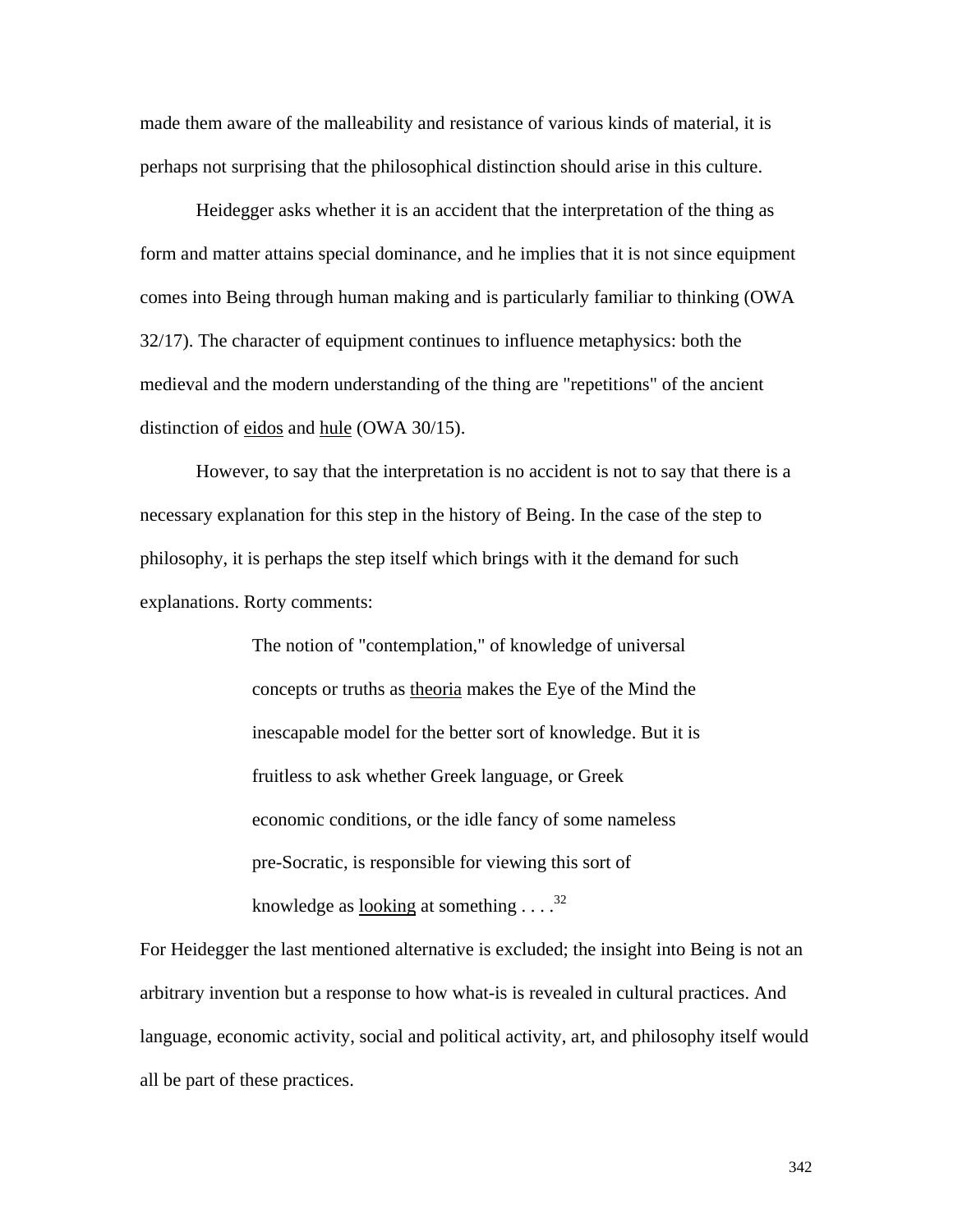made them aware of the malleability and resistance of various kinds of material, it is perhaps not surprising that the philosophical distinction should arise in this culture.

Heidegger asks whether it is an accident that the interpretation of the thing as form and matter attains special dominance, and he implies that it is not since equipment comes into Being through human making and is particularly familiar to thinking (OWA 32/17). The character of equipment continues to influence metaphysics: both the medieval and the modern understanding of the thing are "repetitions" of the ancient distinction of _eidos_ and _hule_ (OWA 30/15).

However, to say that the interpretation is no accident is not to say that there is a necessary explanation for this step in the history of Being. In the case of the step to philosophy, it is perhaps the step itself which brings with it the demand for such explanations. Rorty comments:

> The notion of "contemplation," of knowledge of universal concepts or truths as _theoria_ makes the Eye of the Mind the inescapable model for the better sort of knowledge. But it is fruitless to ask whether Greek language, or Greek economic conditions, or the idle fancy of some nameless pre-Socratic, is responsible for viewing this sort of knowledge as _looking_ at something . . . .[32]

For Heidegger the last mentioned alternative is excluded; the insight into Being is not an arbitrary invention but a response to how what-is is revealed in cultural practices. And language, economic activity, social and political activity, art, and philosophy itself would all be part of these practices.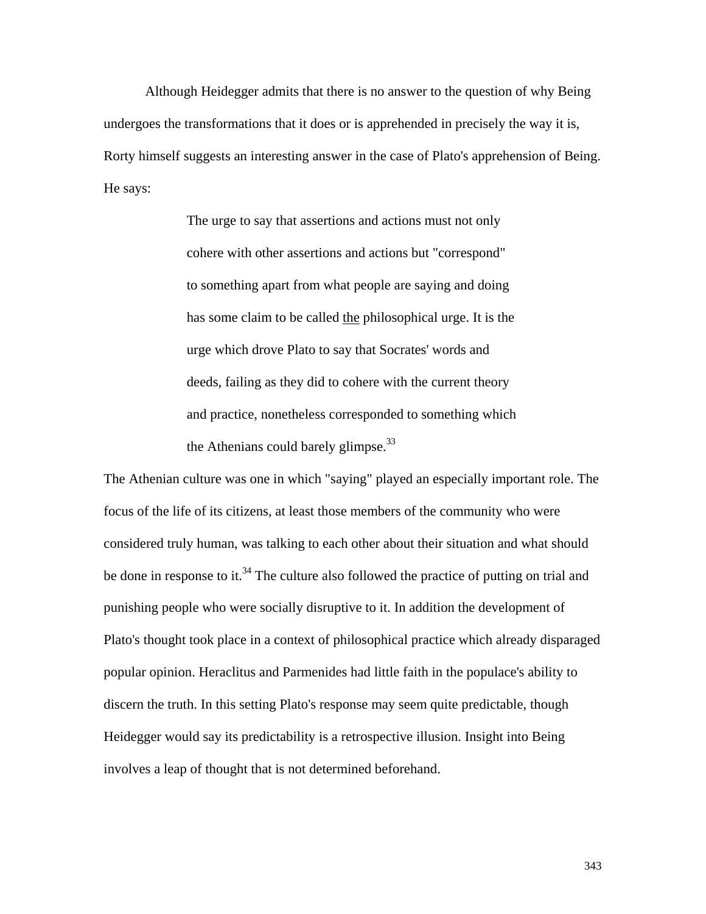Although Heidegger admits that there is no answer to the question of why Being undergoes the transformations that it does or is apprehended in precisely the way it is, Rorty himself suggests an interesting answer in the case of Plato's apprehension of Being. He says:

> The urge to say that assertions and actions must not only cohere with other assertions and actions but "correspond" to something apart from what people are saying and doing has some claim to be called <u>the</u> philosophical urge. It is the urge which drove Plato to say that Socrates' words and deeds, failing as they did to cohere with the current theory and practice, nonetheless corresponded to something which the Athenians could barely glimpse.[33]

The Athenian culture was one in which "saying" played an especially important role. The focus of the life of its citizens, at least those members of the community who were considered truly human, was talking to each other about their situation and what should be done in response to it.[34] The culture also followed the practice of putting on trial and punishing people who were socially disruptive to it. In addition the development of Plato's thought took place in a context of philosophical practice which already disparaged popular opinion. Heraclitus and Parmenides had little faith in the populace's ability to discern the truth. In this setting Plato's response may seem quite predictable, though Heidegger would say its predictability is a retrospective illusion. Insight into Being involves a leap of thought that is not determined beforehand.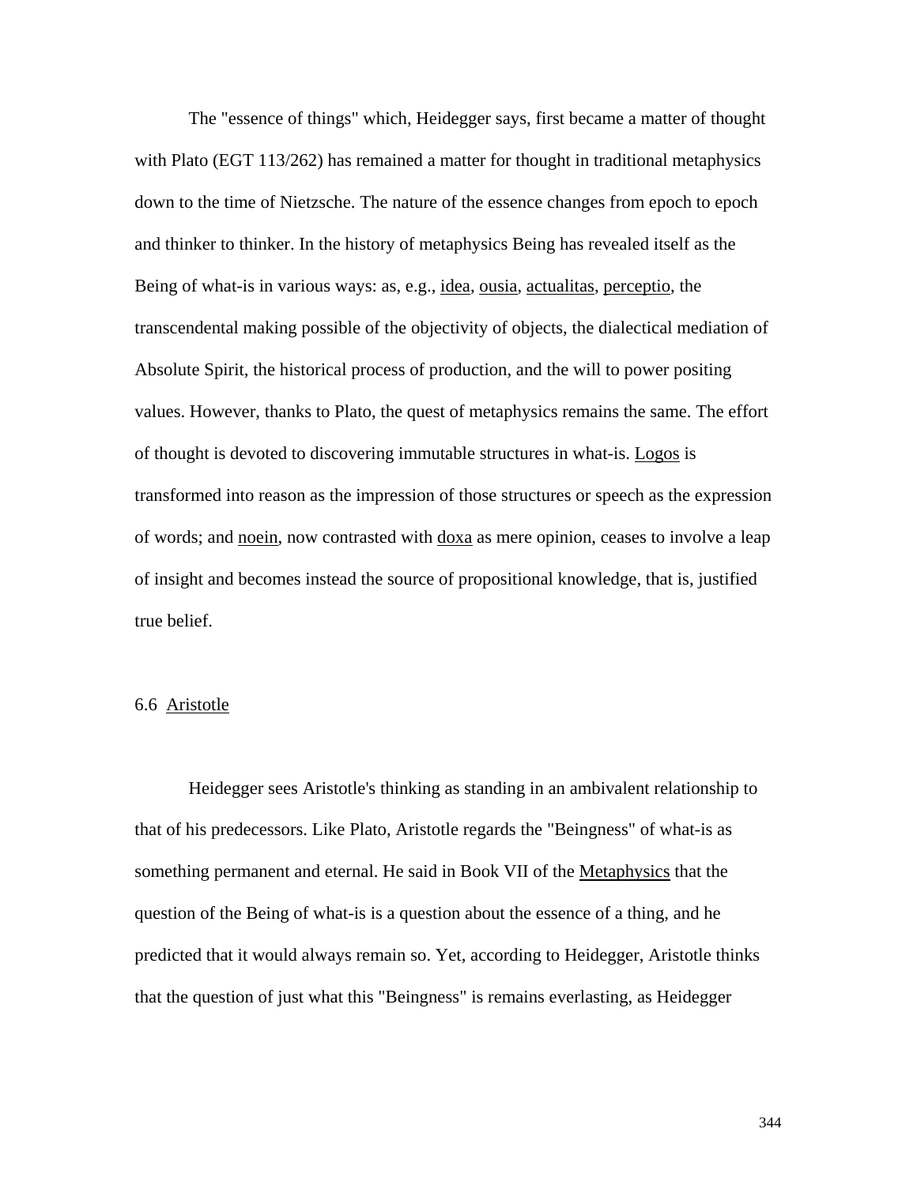The "essence of things" which, Heidegger says, first became a matter of thought with Plato (EGT 113/262) has remained a matter for thought in traditional metaphysics down to the time of Nietzsche. The nature of the essence changes from epoch to epoch and thinker to thinker. In the history of metaphysics Being has revealed itself as the Being of what-is in various ways: as, e.g., _idea_, _ousia_, _actualitas_, _perceptio_, the transcendental making possible of the objectivity of objects, the dialectical mediation of Absolute Spirit, the historical process of production, and the will to power positing values. However, thanks to Plato, the quest of metaphysics remains the same. The effort of thought is devoted to discovering immutable structures in what-is. _Logos_ is transformed into reason as the impression of those structures or speech as the expression of words; and _noein_, now contrasted with _doxa_ as mere opinion, ceases to involve a leap of insight and becomes instead the source of propositional knowledge, that is, justified true belief.

## 6.6 Aristotle

Heidegger sees Aristotle's thinking as standing in an ambivalent relationship to that of his predecessors. Like Plato, Aristotle regards the "Beingness" of what-is as something permanent and eternal. He said in Book VII of the _Metaphysics_ that the question of the Being of what-is is a question about the essence of a thing, and he predicted that it would always remain so. Yet, according to Heidegger, Aristotle thinks that the question of just what this "Beingness" is remains everlasting, as Heidegger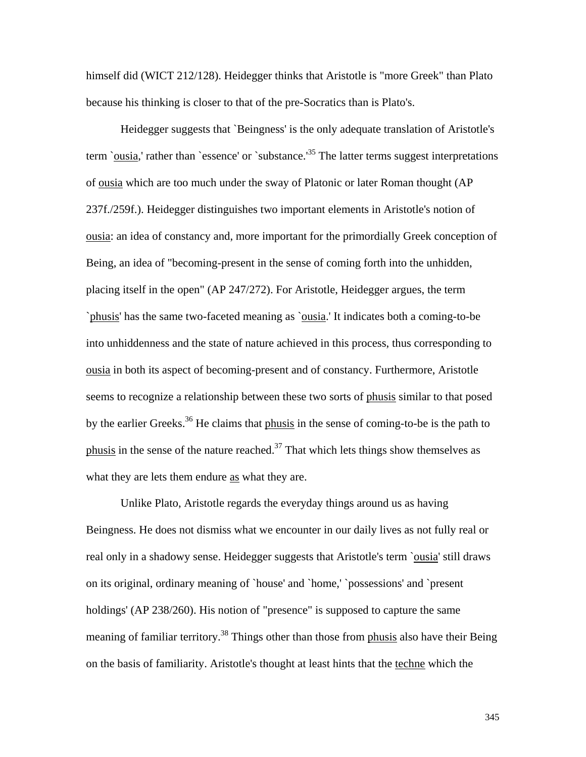himself did (WICT 212/128). Heidegger thinks that Aristotle is "more Greek" than Plato because his thinking is closer to that of the pre-Socratics than is Plato's.

Heidegger suggests that `Beingness' is the only adequate translation of Aristotle's term `ousia,' rather than `essence' or `substance.'[35] The latter terms suggest interpretations of ousia which are too much under the sway of Platonic or later Roman thought (AP 237f./259f.). Heidegger distinguishes two important elements in Aristotle's notion of ousia: an idea of constancy and, more important for the primordially Greek conception of Being, an idea of "becoming-present in the sense of coming forth into the unhidden, placing itself in the open" (AP 247/272). For Aristotle, Heidegger argues, the term `phusis' has the same two-faceted meaning as `ousia.' It indicates both a coming-to-be into unhiddenness and the state of nature achieved in this process, thus corresponding to ousia in both its aspect of becoming-present and of constancy. Furthermore, Aristotle seems to recognize a relationship between these two sorts of phusis similar to that posed by the earlier Greeks.[36] He claims that phusis in the sense of coming-to-be is the path to phusis in the sense of the nature reached.[37] That which lets things show themselves as what they are lets them endure as what they are.

Unlike Plato, Aristotle regards the everyday things around us as having Beingness. He does not dismiss what we encounter in our daily lives as not fully real or real only in a shadowy sense. Heidegger suggests that Aristotle's term `ousia' still draws on its original, ordinary meaning of `house' and `home,' `possessions' and `present holdings' (AP 238/260). His notion of "presence" is supposed to capture the same meaning of familiar territory.[38] Things other than those from phusis also have their Being on the basis of familiarity. Aristotle's thought at least hints that the techne which the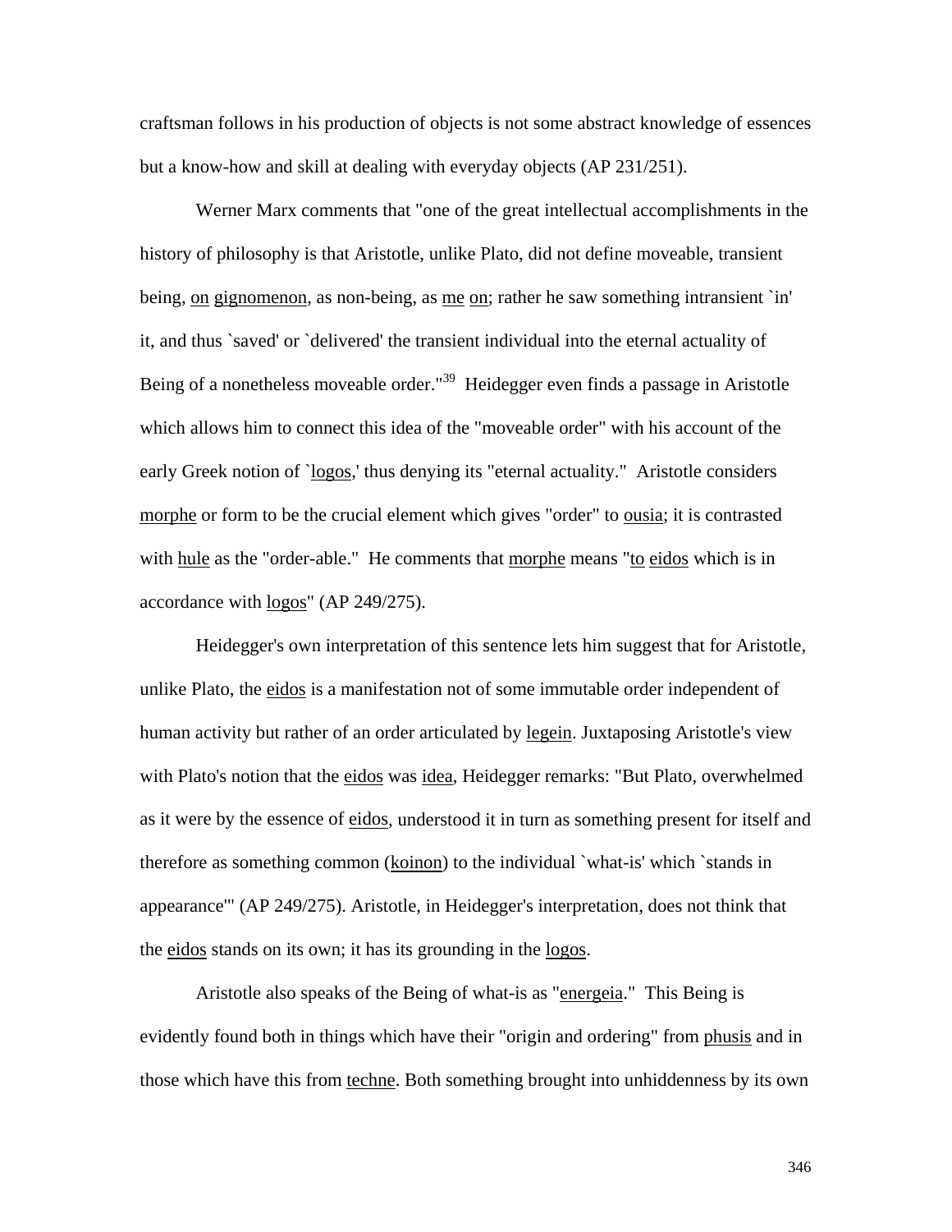craftsman follows in his production of objects is not some abstract knowledge of essences but a know-how and skill at dealing with everyday objects (AP 231/251).

Werner Marx comments that "one of the great intellectual accomplishments in the history of philosophy is that Aristotle, unlike Plato, did not define moveable, transient being, on gignomenon, as non-being, as me on; rather he saw something intransient `in' it, and thus `saved' or `delivered' the transient individual into the eternal actuality of Being of a nonetheless moveable order."[39] Heidegger even finds a passage in Aristotle which allows him to connect this idea of the "moveable order" with his account of the early Greek notion of `logos,' thus denying its "eternal actuality." Aristotle considers morphe or form to be the crucial element which gives "order" to ousia; it is contrasted with hule as the "order-able." He comments that morphe means "to eidos which is in accordance with logos" (AP 249/275).

Heidegger's own interpretation of this sentence lets him suggest that for Aristotle, unlike Plato, the eidos is a manifestation not of some immutable order independent of human activity but rather of an order articulated by legein. Juxtaposing Aristotle's view with Plato's notion that the eidos was idea, Heidegger remarks: "But Plato, overwhelmed as it were by the essence of eidos, understood it in turn as something present for itself and therefore as something common (koinon) to the individual `what-is' which `stands in appearance'" (AP 249/275). Aristotle, in Heidegger's interpretation, does not think that the eidos stands on its own; it has its grounding in the logos.

Aristotle also speaks of the Being of what-is as "energeia." This Being is evidently found both in things which have their "origin and ordering" from phusis and in those which have this from techne. Both something brought into unhiddenness by its own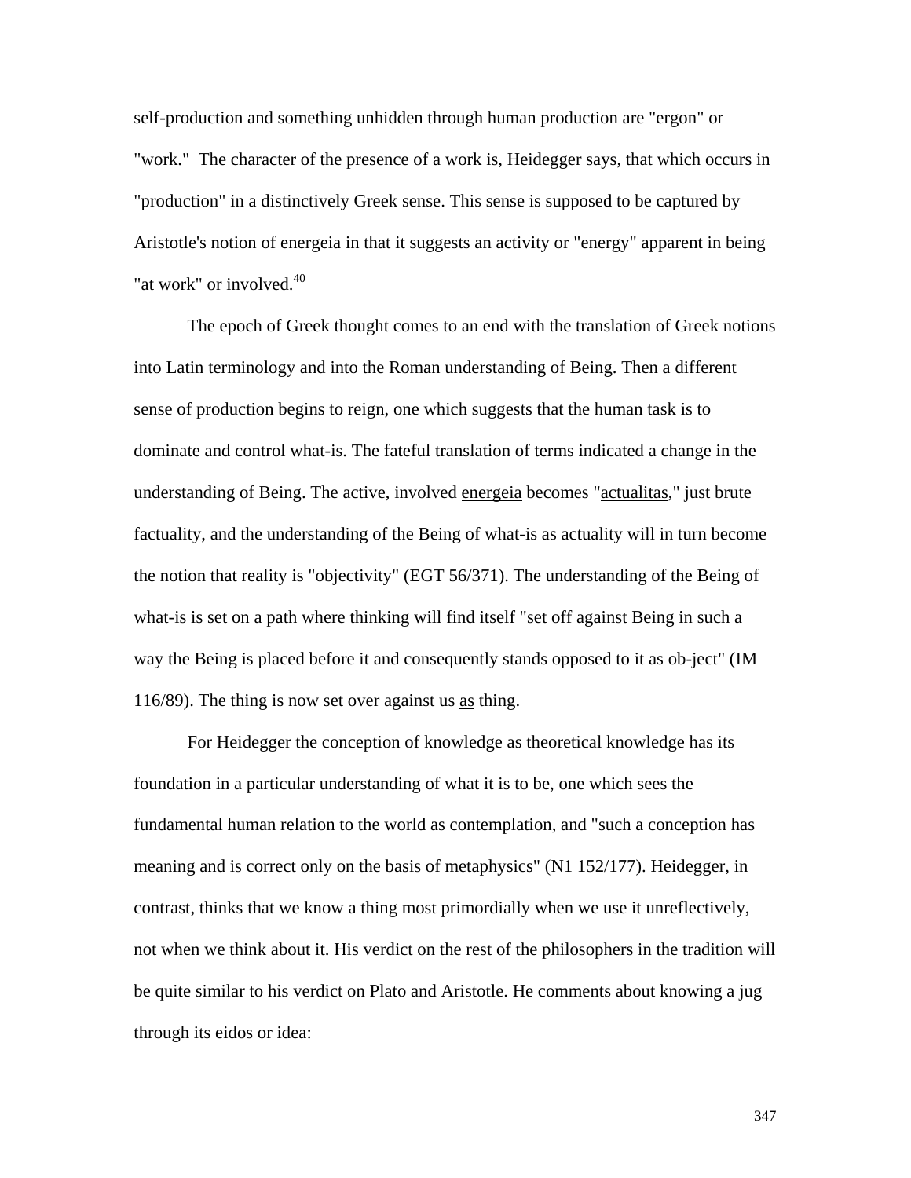self-production and something unhidden through human production are "ergon" or "work." The character of the presence of a work is, Heidegger says, that which occurs in "production" in a distinctively Greek sense. This sense is supposed to be captured by Aristotle's notion of energeia in that it suggests an activity or "energy" apparent in being "at work" or involved.[40]

The epoch of Greek thought comes to an end with the translation of Greek notions into Latin terminology and into the Roman understanding of Being. Then a different sense of production begins to reign, one which suggests that the human task is to dominate and control what-is. The fateful translation of terms indicated a change in the understanding of Being. The active, involved energeia becomes "actualitas," just brute factuality, and the understanding of the Being of what-is as actuality will in turn become the notion that reality is "objectivity" (EGT 56/371). The understanding of the Being of what-is is set on a path where thinking will find itself "set off against Being in such a way the Being is placed before it and consequently stands opposed to it as ob-ject" (IM 116/89). The thing is now set over against us as thing.

For Heidegger the conception of knowledge as theoretical knowledge has its foundation in a particular understanding of what it is to be, one which sees the fundamental human relation to the world as contemplation, and "such a conception has meaning and is correct only on the basis of metaphysics" (N1 152/177). Heidegger, in contrast, thinks that we know a thing most primordially when we use it unreflectively, not when we think about it. His verdict on the rest of the philosophers in the tradition will be quite similar to his verdict on Plato and Aristotle. He comments about knowing a jug through its eidos or idea: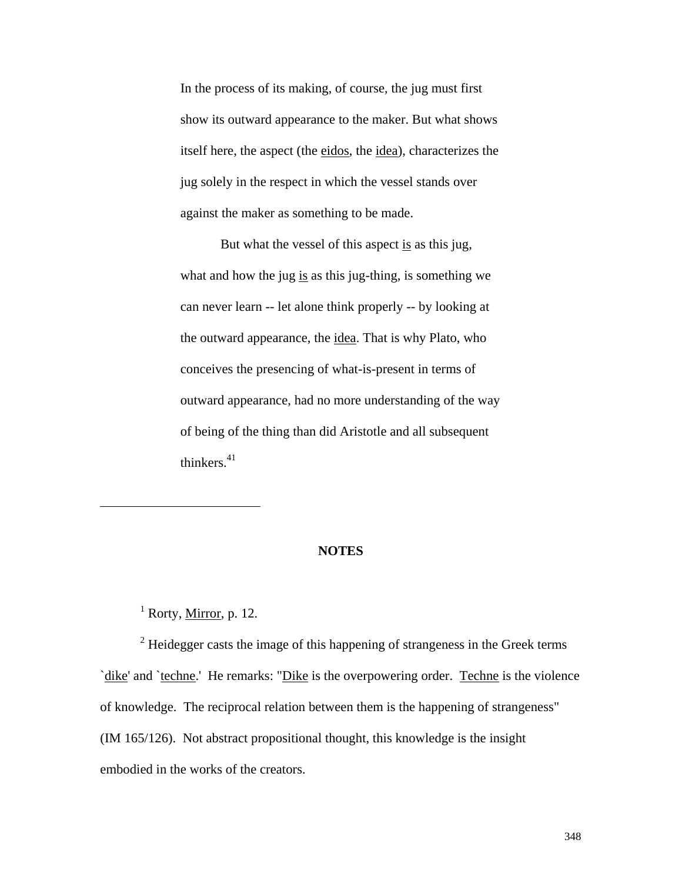> In the process of its making, of course, the jug must first show its outward appearance to the maker. But what shows itself here, the aspect (the eidos, the idea), characterizes the jug solely in the respect in which the vessel stands over against the maker as something to be made.
>
> But what the vessel of this aspect is as this jug, what and how the jug is as this jug-thing, is something we can never learn -- let alone think properly -- by looking at the outward appearance, the idea. That is why Plato, who conceives the presencing of what-is-present in terms of outward appearance, had no more understanding of the way of being of the thing than did Aristotle and all subsequent thinkers.[41]

---

**NOTES**

[1] Rorty, Mirror, p. 12.

[2] Heidegger casts the image of this happening of strangeness in the Greek terms `dike' and `techne.' He remarks: "Dike is the overpowering order. Techne is the violence of knowledge. The reciprocal relation between them is the happening of strangeness" (IM 165/126). Not abstract propositional thought, this knowledge is the insight embodied in the works of the creators.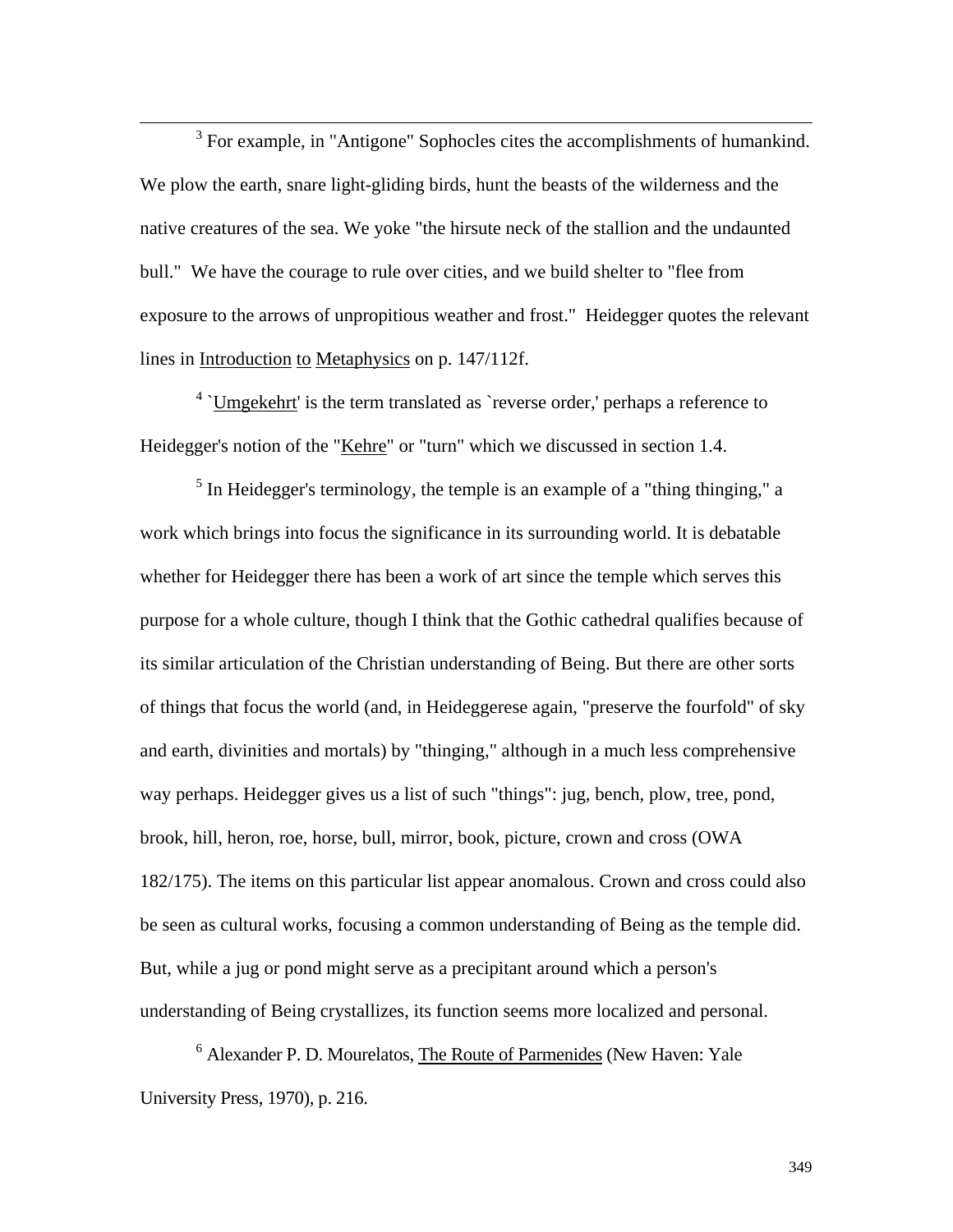[3] For example, in "Antigone" Sophocles cites the accomplishments of humankind. We plow the earth, snare light-gliding birds, hunt the beasts of the wilderness and the native creatures of the sea. We yoke "the hirsute neck of the stallion and the undaunted bull." We have the courage to rule over cities, and we build shelter to "flee from exposure to the arrows of unpropitious weather and frost." Heidegger quotes the relevant lines in Introduction to Metaphysics on p. 147/112f.

[4] `Umgekehrt' is the term translated as `reverse order,' perhaps a reference to Heidegger's notion of the "Kehre" or "turn" which we discussed in section 1.4.

[5] In Heidegger's terminology, the temple is an example of a "thing thinging," a work which brings into focus the significance in its surrounding world. It is debatable whether for Heidegger there has been a work of art since the temple which serves this purpose for a whole culture, though I think that the Gothic cathedral qualifies because of its similar articulation of the Christian understanding of Being. But there are other sorts of things that focus the world (and, in Heideggerese again, "preserve the fourfold" of sky and earth, divinities and mortals) by "thinging," although in a much less comprehensive way perhaps. Heidegger gives us a list of such "things": jug, bench, plow, tree, pond, brook, hill, heron, roe, horse, bull, mirror, book, picture, crown and cross (OWA 182/175). The items on this particular list appear anomalous. Crown and cross could also be seen as cultural works, focusing a common understanding of Being as the temple did. But, while a jug or pond might serve as a precipitant around which a person's understanding of Being crystallizes, its function seems more localized and personal.

[6] Alexander P. D. Mourelatos, The Route of Parmenides (New Haven: Yale University Press, 1970), p. 216.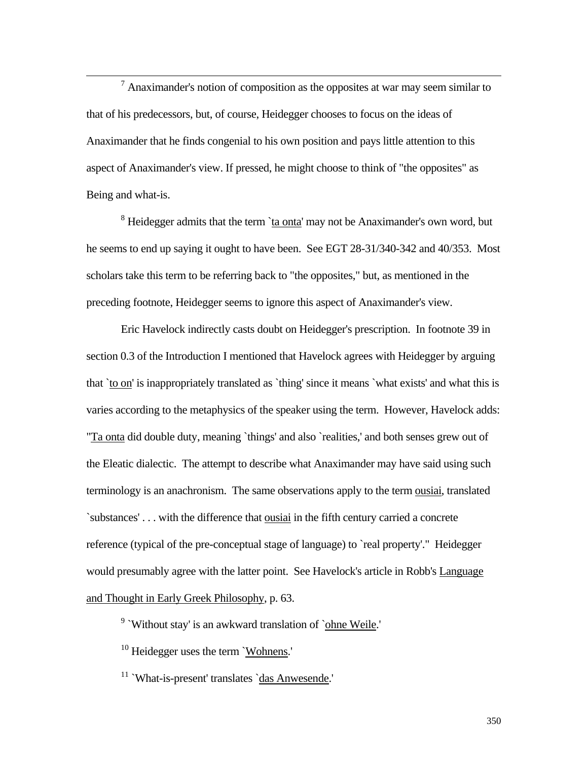[7] Anaximander's notion of composition as the opposites at war may seem similar to that of his predecessors, but, of course, Heidegger chooses to focus on the ideas of Anaximander that he finds congenial to his own position and pays little attention to this aspect of Anaximander's view. If pressed, he might choose to think of "the opposites" as Being and what-is.

[8] Heidegger admits that the term `ta onta' may not be Anaximander's own word, but he seems to end up saying it ought to have been. See EGT 28-31/340-342 and 40/353. Most scholars take this term to be referring back to "the opposites," but, as mentioned in the preceding footnote, Heidegger seems to ignore this aspect of Anaximander's view.

Eric Havelock indirectly casts doubt on Heidegger's prescription. In footnote 39 in section 0.3 of the Introduction I mentioned that Havelock agrees with Heidegger by arguing that `to on' is inappropriately translated as `thing' since it means `what exists' and what this is varies according to the metaphysics of the speaker using the term. However, Havelock adds: "Ta onta did double duty, meaning `things' and also `realities,' and both senses grew out of the Eleatic dialectic. The attempt to describe what Anaximander may have said using such terminology is an anachronism. The same observations apply to the term ousiai, translated `substances' . . . with the difference that ousiai in the fifth century carried a concrete reference (typical of the pre-conceptual stage of language) to `real property'." Heidegger would presumably agree with the latter point. See Havelock's article in Robb's Language and Thought in Early Greek Philosophy, p. 63.

[9] `Without stay' is an awkward translation of `ohne Weile.'

[10] Heidegger uses the term `Wohnens.'

[11] `What-is-present' translates `das Anwesende.'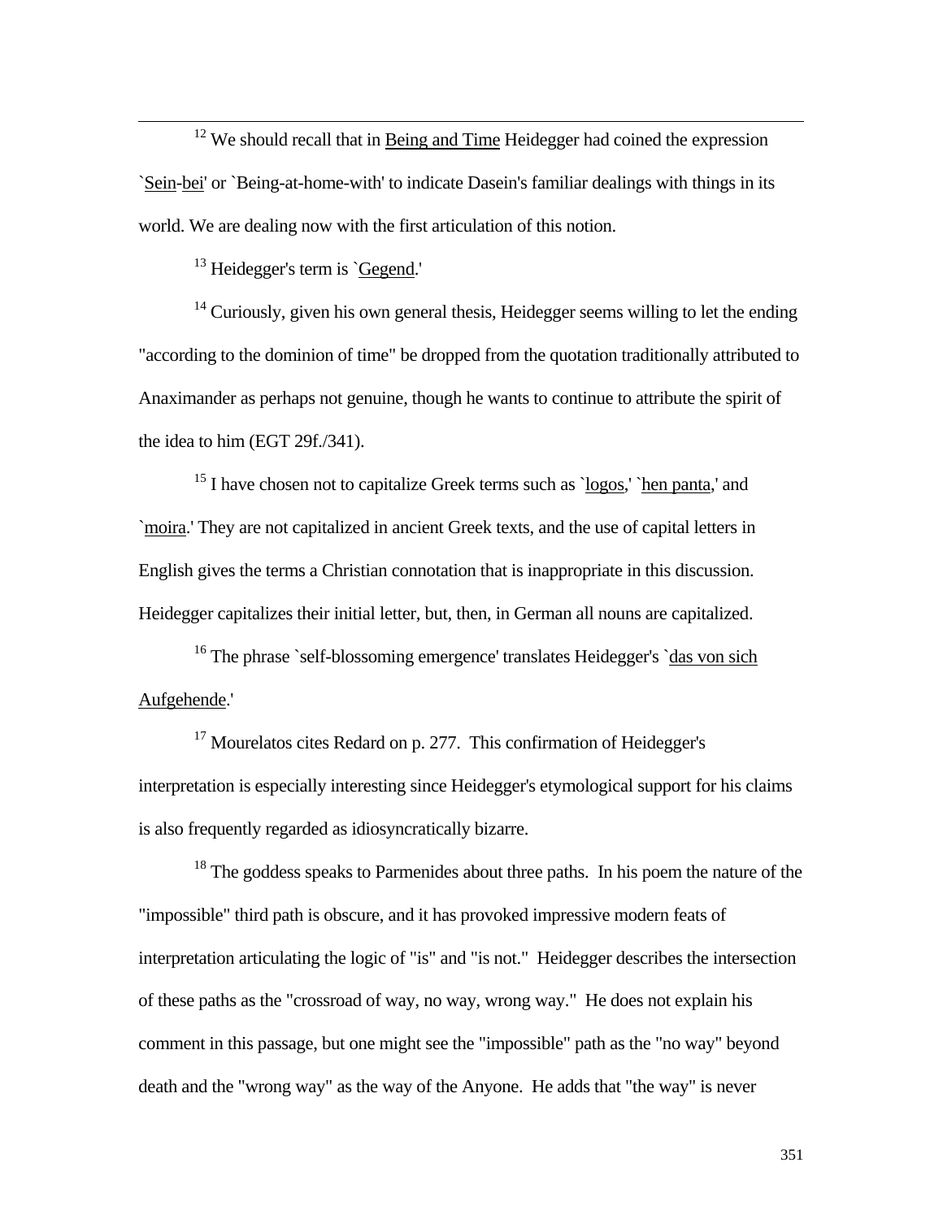[12] We should recall that in Being and Time Heidegger had coined the expression `Sein-bei' or `Being-at-home-with' to indicate Dasein's familiar dealings with things in its world. We are dealing now with the first articulation of this notion.

[13] Heidegger's term is `Gegend.'

[14] Curiously, given his own general thesis, Heidegger seems willing to let the ending "according to the dominion of time" be dropped from the quotation traditionally attributed to Anaximander as perhaps not genuine, though he wants to continue to attribute the spirit of the idea to him (EGT 29f./341).

[15] I have chosen not to capitalize Greek terms such as `logos,' `hen panta,' and `moira.' They are not capitalized in ancient Greek texts, and the use of capital letters in English gives the terms a Christian connotation that is inappropriate in this discussion. Heidegger capitalizes their initial letter, but, then, in German all nouns are capitalized.

[16] The phrase `self-blossoming emergence' translates Heidegger's `das von sich Aufgehende.'

[17] Mourelatos cites Redard on p. 277. This confirmation of Heidegger's interpretation is especially interesting since Heidegger's etymological support for his claims is also frequently regarded as idiosyncratically bizarre.

[18] The goddess speaks to Parmenides about three paths. In his poem the nature of the "impossible" third path is obscure, and it has provoked impressive modern feats of interpretation articulating the logic of "is" and "is not." Heidegger describes the intersection of these paths as the "crossroad of way, no way, wrong way." He does not explain his comment in this passage, but one might see the "impossible" path as the "no way" beyond death and the "wrong way" as the way of the Anyone. He adds that "the way" is never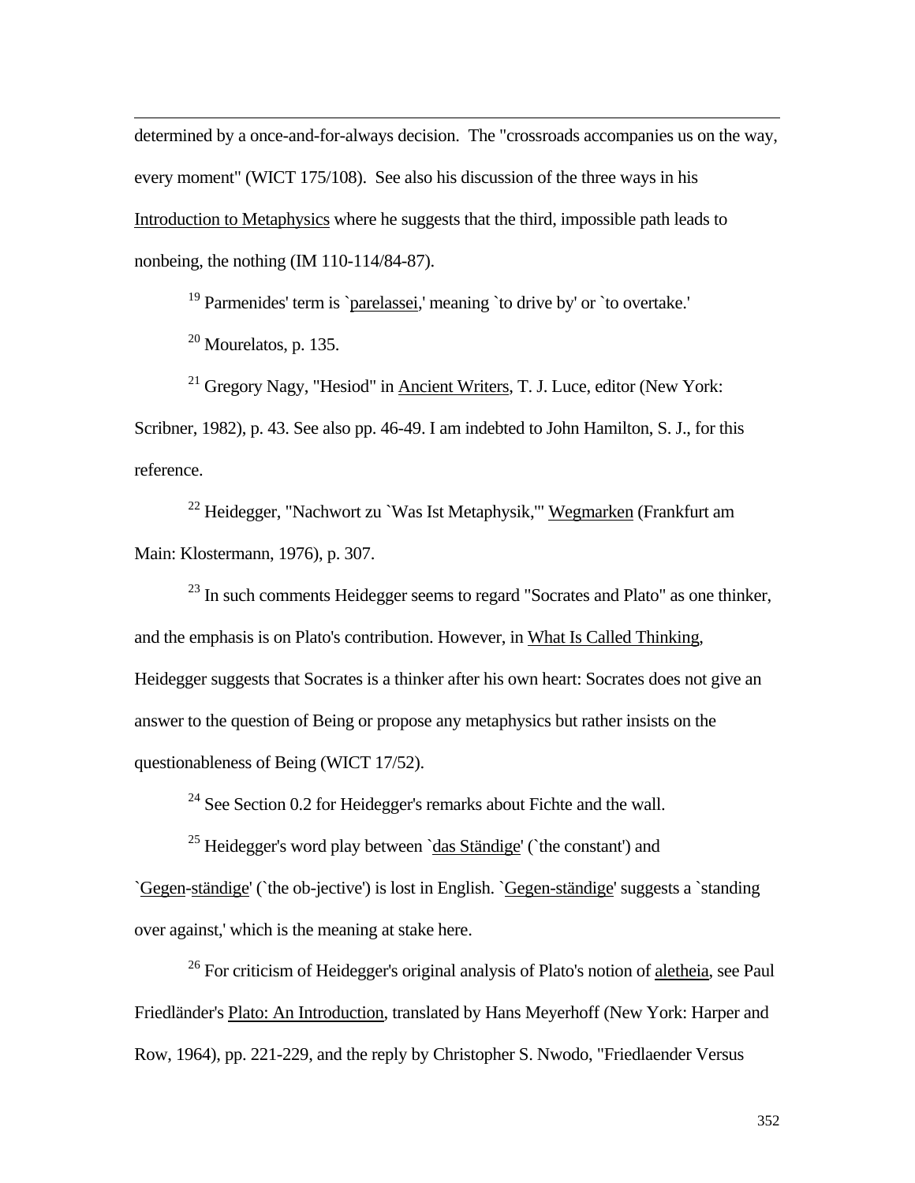determined by a once-and-for-always decision. The "crossroads accompanies us on the way, every moment" (WICT 175/108). See also his discussion of the three ways in his Introduction to Metaphysics where he suggests that the third, impossible path leads to nonbeing, the nothing (IM 110-114/84-87).

[19] Parmenides' term is `parelassei,' meaning `to drive by' or `to overtake.'

[20] Mourelatos, p. 135.

[21] Gregory Nagy, "Hesiod" in Ancient Writers, T. J. Luce, editor (New York: Scribner, 1982), p. 43. See also pp. 46-49. I am indebted to John Hamilton, S. J., for this reference.

[22] Heidegger, "Nachwort zu `Was Ist Metaphysik,'" Wegmarken (Frankfurt am Main: Klostermann, 1976), p. 307.

[23] In such comments Heidegger seems to regard "Socrates and Plato" as one thinker, and the emphasis is on Plato's contribution. However, in What Is Called Thinking, Heidegger suggests that Socrates is a thinker after his own heart: Socrates does not give an answer to the question of Being or propose any metaphysics but rather insists on the questionableness of Being (WICT 17/52).

[24] See Section 0.2 for Heidegger's remarks about Fichte and the wall.

[25] Heidegger's word play between `das Ständige' (`the constant') and `Gegen-ständige' (`the ob-jective') is lost in English. `Gegen-ständige' suggests a `standing over against,' which is the meaning at stake here.

[26] For criticism of Heidegger's original analysis of Plato's notion of aletheia, see Paul Friedländer's Plato: An Introduction, translated by Hans Meyerhoff (New York: Harper and Row, 1964), pp. 221-229, and the reply by Christopher S. Nwodo, "Friedlaender Versus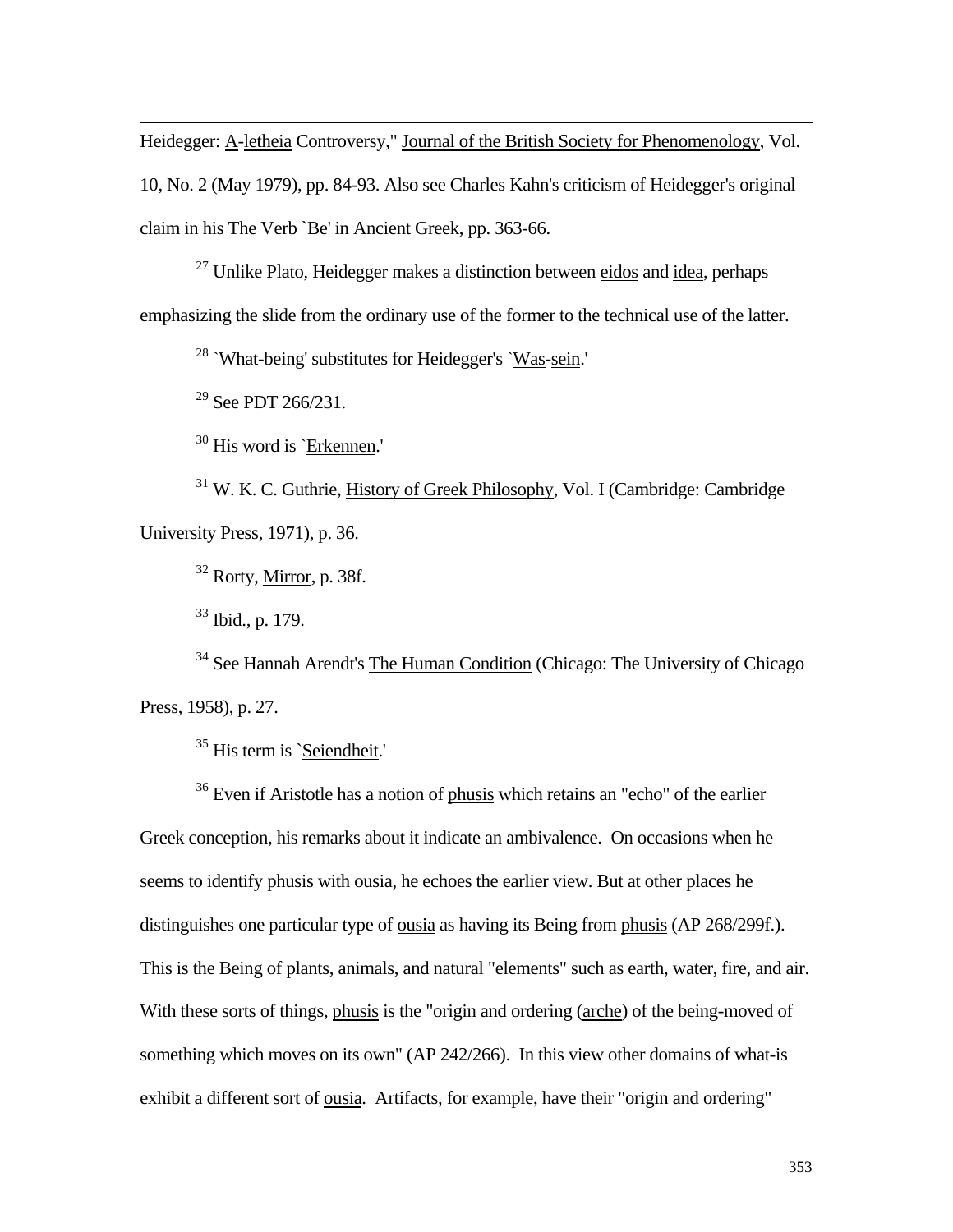Heidegger: A-letheia Controversy," Journal of the British Society for Phenomenology, Vol. 10, No. 2 (May 1979), pp. 84-93. Also see Charles Kahn's criticism of Heidegger's original claim in his The Verb `Be' in Ancient Greek, pp. 363-66.

[27] Unlike Plato, Heidegger makes a distinction between eidos and idea, perhaps emphasizing the slide from the ordinary use of the former to the technical use of the latter.

[28] `What-being' substitutes for Heidegger's `Was-sein.'

[29] See PDT 266/231.

[30] His word is `Erkennen.'

[31] W. K. C. Guthrie, History of Greek Philosophy, Vol. I (Cambridge: Cambridge University Press, 1971), p. 36.

[32] Rorty, Mirror, p. 38f.

[33] Ibid., p. 179.

[34] See Hannah Arendt's The Human Condition (Chicago: The University of Chicago Press, 1958), p. 27.

[35] His term is `Seiendheit.'

[36] Even if Aristotle has a notion of phusis which retains an "echo" of the earlier Greek conception, his remarks about it indicate an ambivalence. On occasions when he seems to identify phusis with ousia, he echoes the earlier view. But at other places he distinguishes one particular type of ousia as having its Being from phusis (AP 268/299f.). This is the Being of plants, animals, and natural "elements" such as earth, water, fire, and air. With these sorts of things, phusis is the "origin and ordering (arche) of the being-moved of something which moves on its own" (AP 242/266). In this view other domains of what-is exhibit a different sort of ousia. Artifacts, for example, have their "origin and ordering"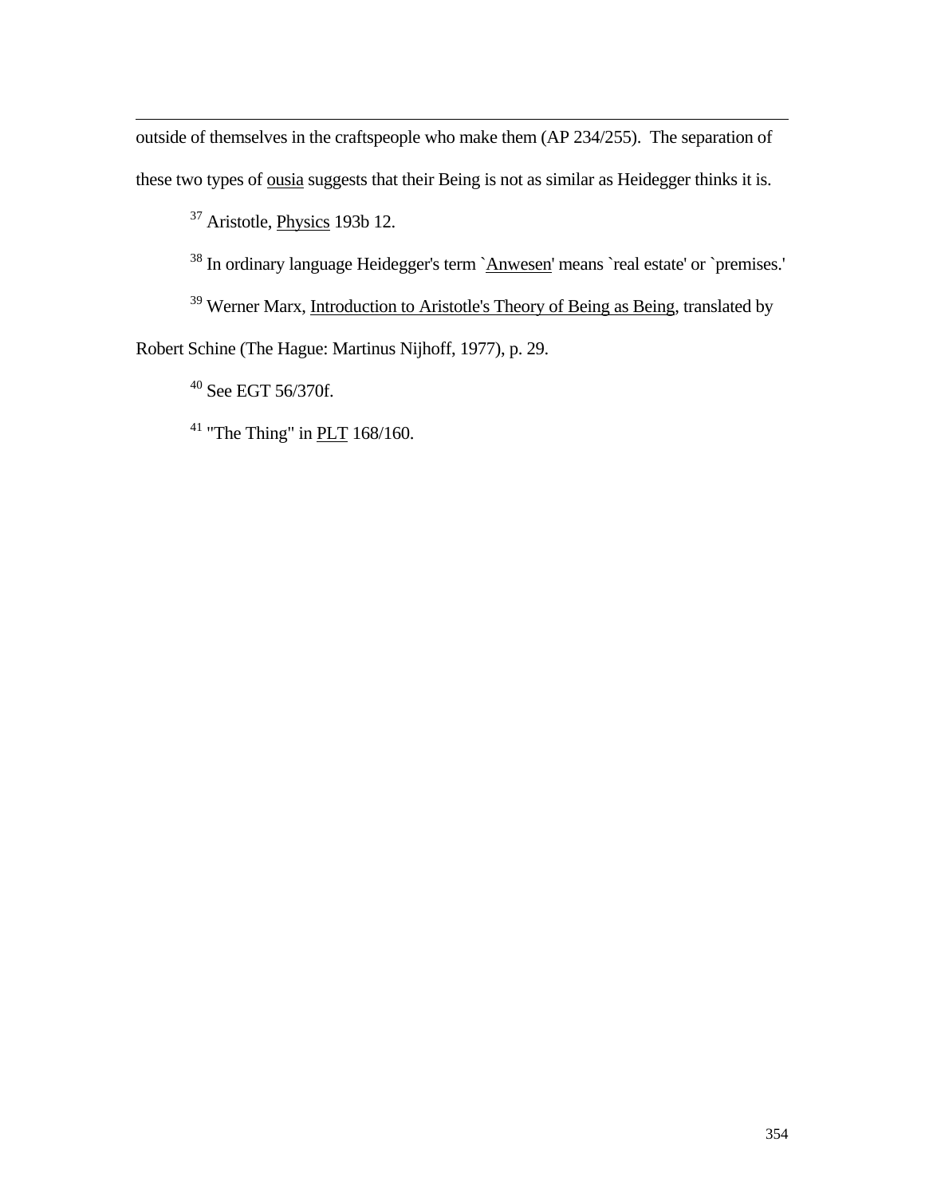outside of themselves in the craftspeople who make them (AP 234/255). The separation of these two types of ousia suggests that their Being is not as similar as Heidegger thinks it is.

[37] Aristotle, Physics 193b 12.

[38] In ordinary language Heidegger's term `Anwesen' means `real estate' or `premises.'

[39] Werner Marx, Introduction to Aristotle's Theory of Being as Being, translated by Robert Schine (The Hague: Martinus Nijhoff, 1977), p. 29.

[40] See EGT 56/370f.

[41] "The Thing" in PLT 168/160.